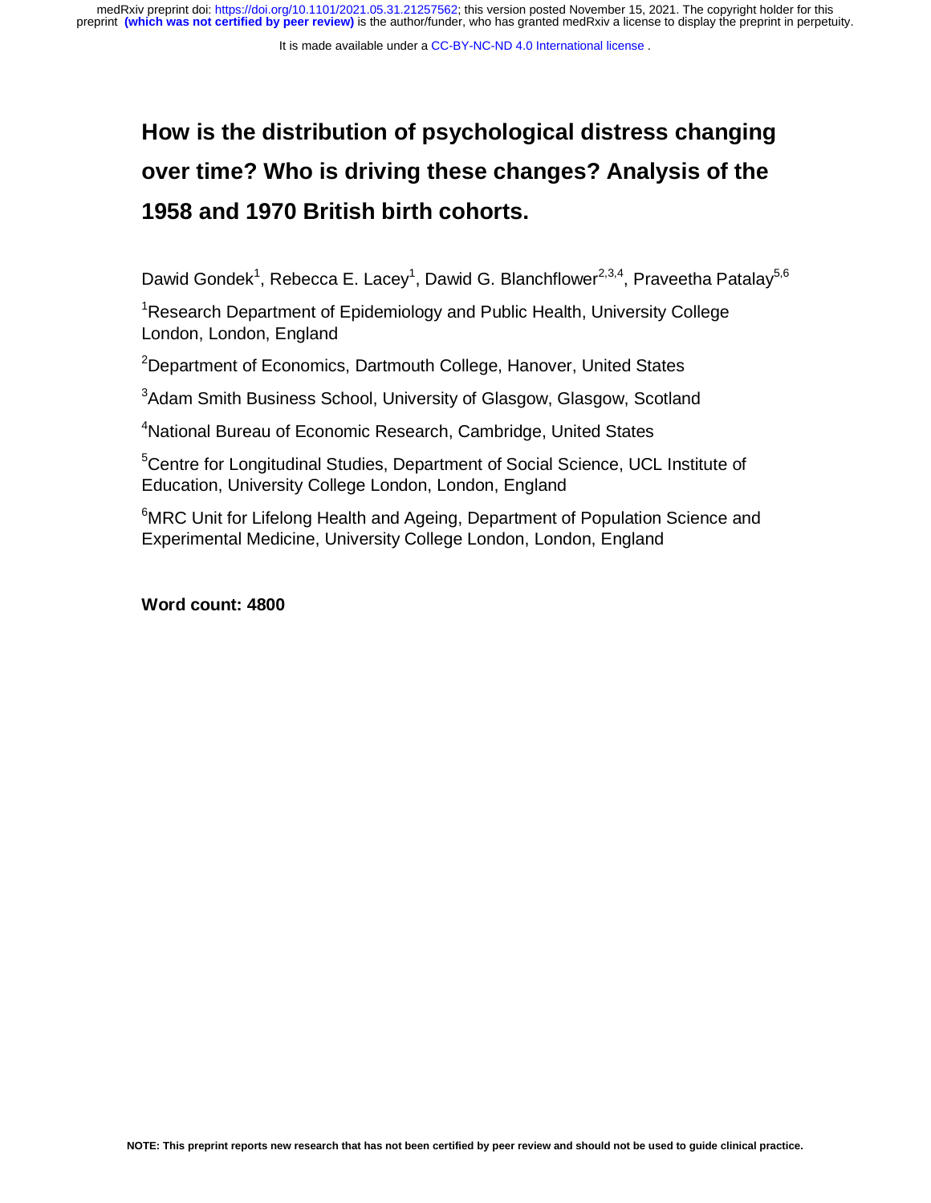# How is the distribution of psychological distress changing over time? Who is driving these changes? Analysis of the 1958 and 1970 British birth cohorts.

Dawid Gondek[1], Rebecca E. Lacey[1], Dawid G. Blanchflower[2,3,4], Praveetha Patalay[5,6]

[1]Research Department of Epidemiology and Public Health, University College London, London, England

[2]Department of Economics, Dartmouth College, Hanover, United States

[3]Adam Smith Business School, University of Glasgow, Glasgow, Scotland

[4]National Bureau of Economic Research, Cambridge, United States

[5]Centre for Longitudinal Studies, Department of Social Science, UCL Institute of Education, University College London, London, England

[6]MRC Unit for Lifelong Health and Ageing, Department of Population Science and Experimental Medicine, University College London, London, England

**Word count: 4800**

**NOTE: This preprint reports new research that has not been certified by peer review and should not be used to guide clinical practice.**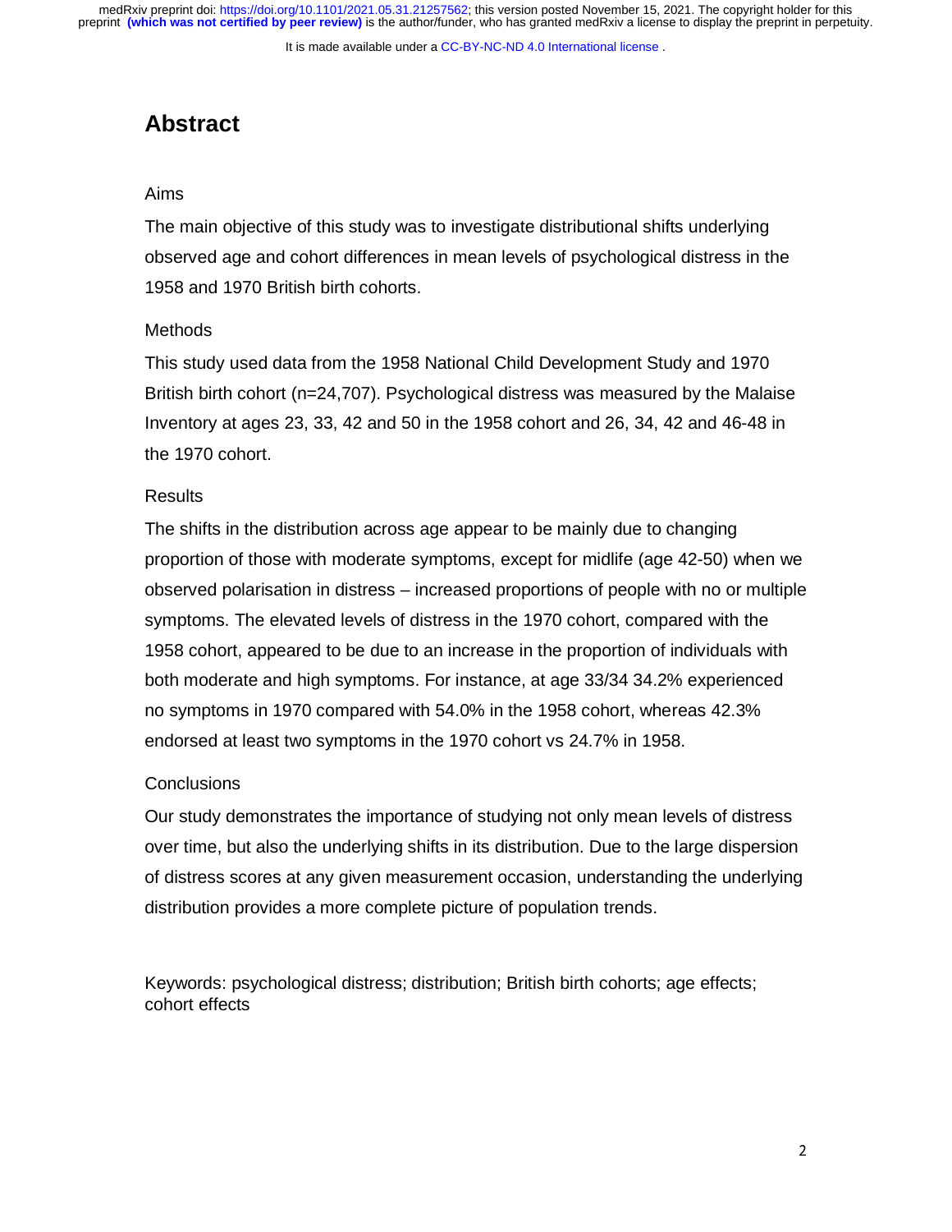# Abstract

### Aims

The main objective of this study was to investigate distributional shifts underlying observed age and cohort differences in mean levels of psychological distress in the 1958 and 1970 British birth cohorts.

### Methods

This study used data from the 1958 National Child Development Study and 1970 British birth cohort (n=24,707). Psychological distress was measured by the Malaise Inventory at ages 23, 33, 42 and 50 in the 1958 cohort and 26, 34, 42 and 46-48 in the 1970 cohort.

### Results

The shifts in the distribution across age appear to be mainly due to changing proportion of those with moderate symptoms, except for midlife (age 42-50) when we observed polarisation in distress – increased proportions of people with no or multiple symptoms. The elevated levels of distress in the 1970 cohort, compared with the 1958 cohort, appeared to be due to an increase in the proportion of individuals with both moderate and high symptoms. For instance, at age 33/34 34.2% experienced no symptoms in 1970 compared with 54.0% in the 1958 cohort, whereas 42.3% endorsed at least two symptoms in the 1970 cohort vs 24.7% in 1958.

### Conclusions

Our study demonstrates the importance of studying not only mean levels of distress over time, but also the underlying shifts in its distribution. Due to the large dispersion of distress scores at any given measurement occasion, understanding the underlying distribution provides a more complete picture of population trends.

Keywords: psychological distress; distribution; British birth cohorts; age effects; cohort effects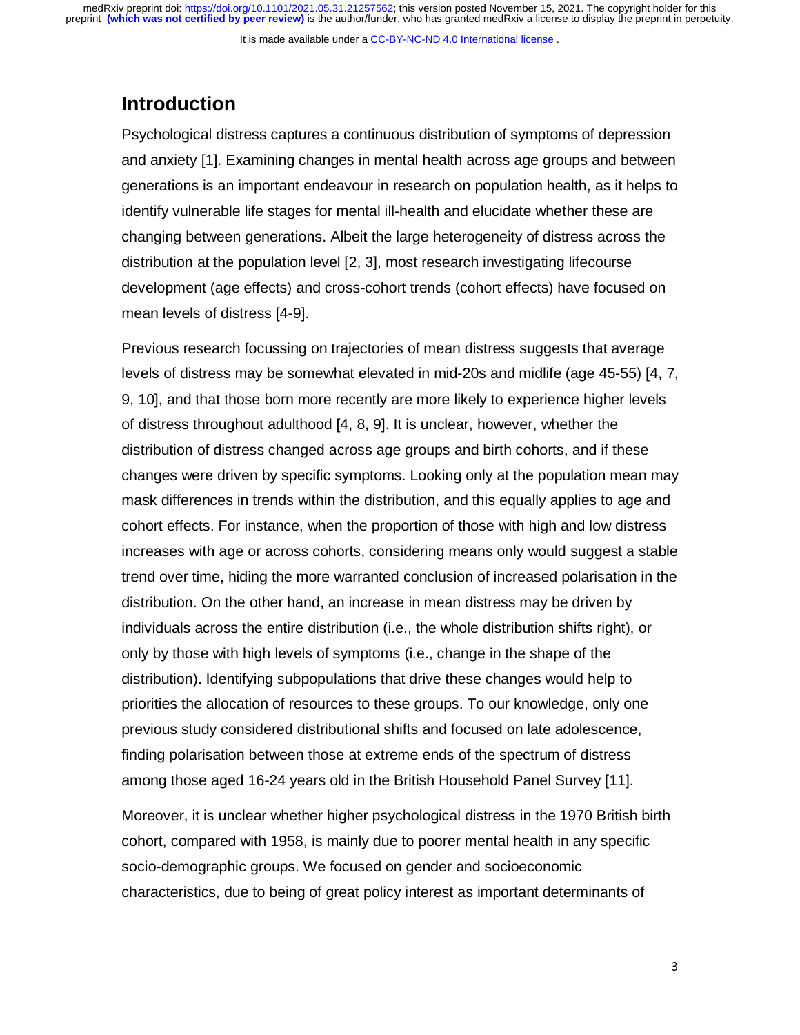## Introduction

Psychological distress captures a continuous distribution of symptoms of depression and anxiety [1]. Examining changes in mental health across age groups and between generations is an important endeavour in research on population health, as it helps to identify vulnerable life stages for mental ill-health and elucidate whether these are changing between generations. Albeit the large heterogeneity of distress across the distribution at the population level [2, 3], most research investigating lifecourse development (age effects) and cross-cohort trends (cohort effects) have focused on mean levels of distress [4-9].

Previous research focussing on trajectories of mean distress suggests that average levels of distress may be somewhat elevated in mid-20s and midlife (age 45-55) [4, 7, 9, 10], and that those born more recently are more likely to experience higher levels of distress throughout adulthood [4, 8, 9]. It is unclear, however, whether the distribution of distress changed across age groups and birth cohorts, and if these changes were driven by specific symptoms. Looking only at the population mean may mask differences in trends within the distribution, and this equally applies to age and cohort effects. For instance, when the proportion of those with high and low distress increases with age or across cohorts, considering means only would suggest a stable trend over time, hiding the more warranted conclusion of increased polarisation in the distribution. On the other hand, an increase in mean distress may be driven by individuals across the entire distribution (i.e., the whole distribution shifts right), or only by those with high levels of symptoms (i.e., change in the shape of the distribution). Identifying subpopulations that drive these changes would help to priorities the allocation of resources to these groups. To our knowledge, only one previous study considered distributional shifts and focused on late adolescence, finding polarisation between those at extreme ends of the spectrum of distress among those aged 16-24 years old in the British Household Panel Survey [11].

Moreover, it is unclear whether higher psychological distress in the 1970 British birth cohort, compared with 1958, is mainly due to poorer mental health in any specific socio-demographic groups. We focused on gender and socioeconomic characteristics, due to being of great policy interest as important determinants of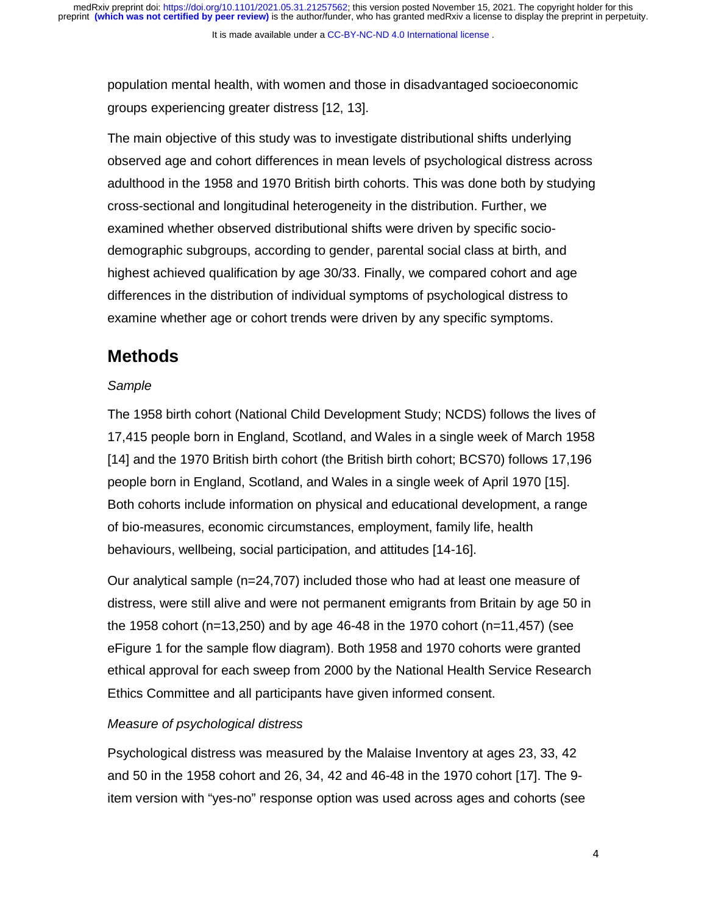population mental health, with women and those in disadvantaged socioeconomic groups experiencing greater distress [12, 13].

The main objective of this study was to investigate distributional shifts underlying observed age and cohort differences in mean levels of psychological distress across adulthood in the 1958 and 1970 British birth cohorts. This was done both by studying cross-sectional and longitudinal heterogeneity in the distribution. Further, we examined whether observed distributional shifts were driven by specific socio-demographic subgroups, according to gender, parental social class at birth, and highest achieved qualification by age 30/33. Finally, we compared cohort and age differences in the distribution of individual symptoms of psychological distress to examine whether age or cohort trends were driven by any specific symptoms.

## Methods

### *Sample*

The 1958 birth cohort (National Child Development Study; NCDS) follows the lives of 17,415 people born in England, Scotland, and Wales in a single week of March 1958 [14] and the 1970 British birth cohort (the British birth cohort; BCS70) follows 17,196 people born in England, Scotland, and Wales in a single week of April 1970 [15]. Both cohorts include information on physical and educational development, a range of bio-measures, economic circumstances, employment, family life, health behaviours, wellbeing, social participation, and attitudes [14-16].

Our analytical sample (n=24,707) included those who had at least one measure of distress, were still alive and were not permanent emigrants from Britain by age 50 in the 1958 cohort (n=13,250) and by age 46-48 in the 1970 cohort (n=11,457) (see eFigure 1 for the sample flow diagram). Both 1958 and 1970 cohorts were granted ethical approval for each sweep from 2000 by the National Health Service Research Ethics Committee and all participants have given informed consent.

### *Measure of psychological distress*

Psychological distress was measured by the Malaise Inventory at ages 23, 33, 42 and 50 in the 1958 cohort and 26, 34, 42 and 46-48 in the 1970 cohort [17]. The 9-item version with "yes-no" response option was used across ages and cohorts (see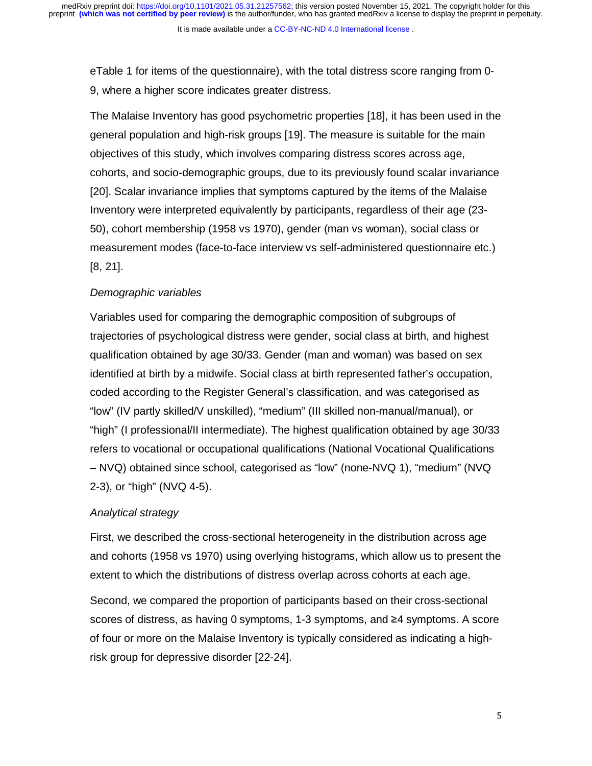eTable 1 for items of the questionnaire), with the total distress score ranging from 0-9, where a higher score indicates greater distress.

The Malaise Inventory has good psychometric properties [18], it has been used in the general population and high-risk groups [19]. The measure is suitable for the main objectives of this study, which involves comparing distress scores across age, cohorts, and socio-demographic groups, due to its previously found scalar invariance [20]. Scalar invariance implies that symptoms captured by the items of the Malaise Inventory were interpreted equivalently by participants, regardless of their age (23-50), cohort membership (1958 vs 1970), gender (man vs woman), social class or measurement modes (face-to-face interview vs self-administered questionnaire etc.) [8, 21].

*Demographic variables*

Variables used for comparing the demographic composition of subgroups of trajectories of psychological distress were gender, social class at birth, and highest qualification obtained by age 30/33. Gender (man and woman) was based on sex identified at birth by a midwife. Social class at birth represented father's occupation, coded according to the Register General's classification, and was categorised as "low" (IV partly skilled/V unskilled), "medium" (III skilled non-manual/manual), or "high" (I professional/II intermediate). The highest qualification obtained by age 30/33 refers to vocational or occupational qualifications (National Vocational Qualifications – NVQ) obtained since school, categorised as "low" (none-NVQ 1), "medium" (NVQ 2-3), or "high" (NVQ 4-5).

*Analytical strategy*

First, we described the cross-sectional heterogeneity in the distribution across age and cohorts (1958 vs 1970) using overlying histograms, which allow us to present the extent to which the distributions of distress overlap across cohorts at each age.

Second, we compared the proportion of participants based on their cross-sectional scores of distress, as having 0 symptoms, 1-3 symptoms, and ≥4 symptoms. A score of four or more on the Malaise Inventory is typically considered as indicating a high-risk group for depressive disorder [22-24].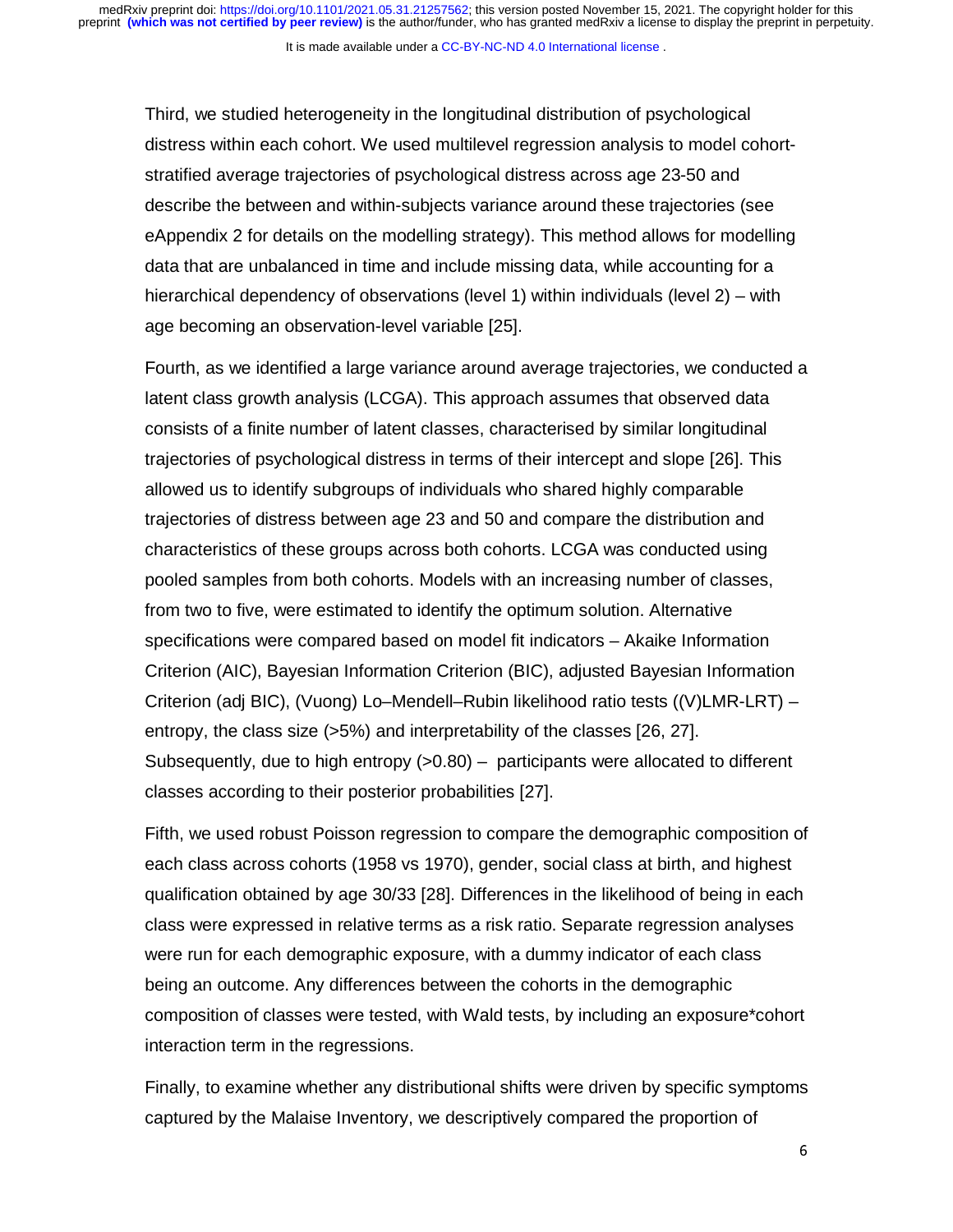Third, we studied heterogeneity in the longitudinal distribution of psychological distress within each cohort. We used multilevel regression analysis to model cohort-stratified average trajectories of psychological distress across age 23-50 and describe the between and within-subjects variance around these trajectories (see eAppendix 2 for details on the modelling strategy). This method allows for modelling data that are unbalanced in time and include missing data, while accounting for a hierarchical dependency of observations (level 1) within individuals (level 2) – with age becoming an observation-level variable [25].

Fourth, as we identified a large variance around average trajectories, we conducted a latent class growth analysis (LCGA). This approach assumes that observed data consists of a finite number of latent classes, characterised by similar longitudinal trajectories of psychological distress in terms of their intercept and slope [26]. This allowed us to identify subgroups of individuals who shared highly comparable trajectories of distress between age 23 and 50 and compare the distribution and characteristics of these groups across both cohorts. LCGA was conducted using pooled samples from both cohorts. Models with an increasing number of classes, from two to five, were estimated to identify the optimum solution. Alternative specifications were compared based on model fit indicators – Akaike Information Criterion (AIC), Bayesian Information Criterion (BIC), adjusted Bayesian Information Criterion (adj BIC), (Vuong) Lo–Mendell–Rubin likelihood ratio tests ((V)LMR-LRT) – entropy, the class size (>5%) and interpretability of the classes [26, 27]. Subsequently, due to high entropy (>0.80) – participants were allocated to different classes according to their posterior probabilities [27].

Fifth, we used robust Poisson regression to compare the demographic composition of each class across cohorts (1958 vs 1970), gender, social class at birth, and highest qualification obtained by age 30/33 [28]. Differences in the likelihood of being in each class were expressed in relative terms as a risk ratio. Separate regression analyses were run for each demographic exposure, with a dummy indicator of each class being an outcome. Any differences between the cohorts in the demographic composition of classes were tested, with Wald tests, by including an exposure*cohort interaction term in the regressions.

Finally, to examine whether any distributional shifts were driven by specific symptoms captured by the Malaise Inventory, we descriptively compared the proportion of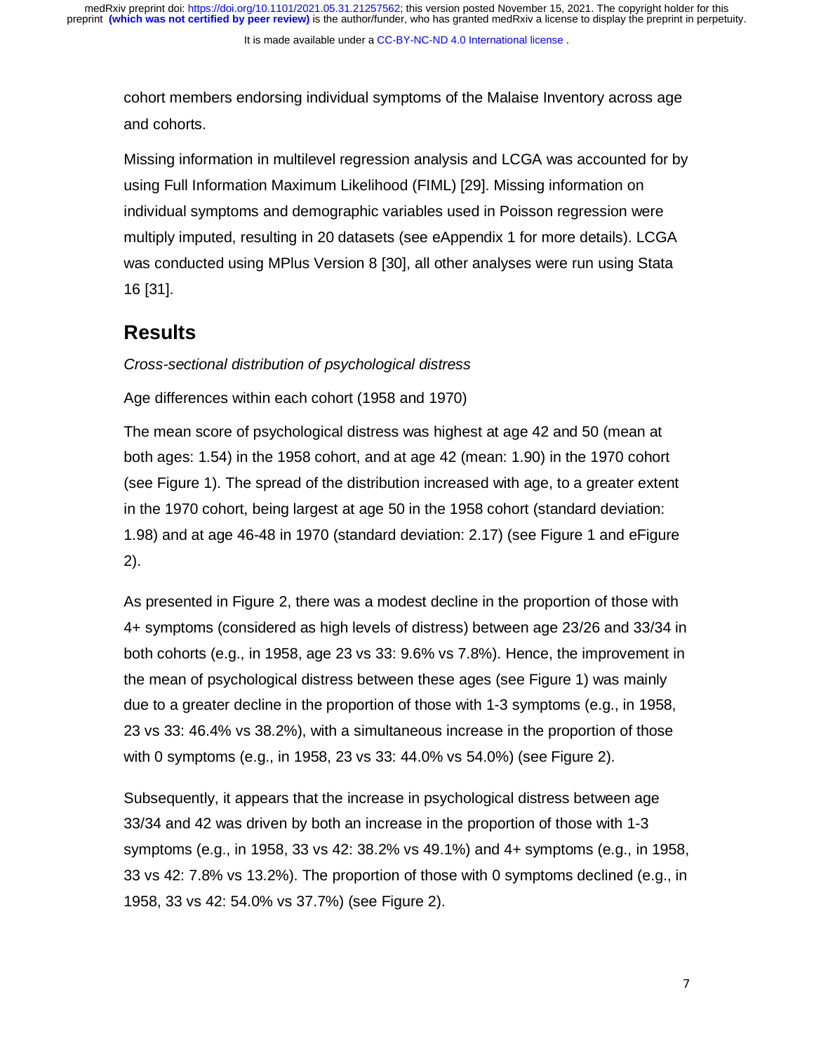cohort members endorsing individual symptoms of the Malaise Inventory across age and cohorts.

Missing information in multilevel regression analysis and LCGA was accounted for by using Full Information Maximum Likelihood (FIML) [29]. Missing information on individual symptoms and demographic variables used in Poisson regression were multiply imputed, resulting in 20 datasets (see eAppendix 1 for more details). LCGA was conducted using MPlus Version 8 [30], all other analyses were run using Stata 16 [31].

## Results

*Cross-sectional distribution of psychological distress*

Age differences within each cohort (1958 and 1970)

The mean score of psychological distress was highest at age 42 and 50 (mean at both ages: 1.54) in the 1958 cohort, and at age 42 (mean: 1.90) in the 1970 cohort (see Figure 1). The spread of the distribution increased with age, to a greater extent in the 1970 cohort, being largest at age 50 in the 1958 cohort (standard deviation: 1.98) and at age 46-48 in 1970 (standard deviation: 2.17) (see Figure 1 and eFigure 2).

As presented in Figure 2, there was a modest decline in the proportion of those with 4+ symptoms (considered as high levels of distress) between age 23/26 and 33/34 in both cohorts (e.g., in 1958, age 23 vs 33: 9.6% vs 7.8%). Hence, the improvement in the mean of psychological distress between these ages (see Figure 1) was mainly due to a greater decline in the proportion of those with 1-3 symptoms (e.g., in 1958, 23 vs 33: 46.4% vs 38.2%), with a simultaneous increase in the proportion of those with 0 symptoms (e.g., in 1958, 23 vs 33: 44.0% vs 54.0%) (see Figure 2).

Subsequently, it appears that the increase in psychological distress between age 33/34 and 42 was driven by both an increase in the proportion of those with 1-3 symptoms (e.g., in 1958, 33 vs 42: 38.2% vs 49.1%) and 4+ symptoms (e.g., in 1958, 33 vs 42: 7.8% vs 13.2%). The proportion of those with 0 symptoms declined (e.g., in 1958, 33 vs 42: 54.0% vs 37.7%) (see Figure 2).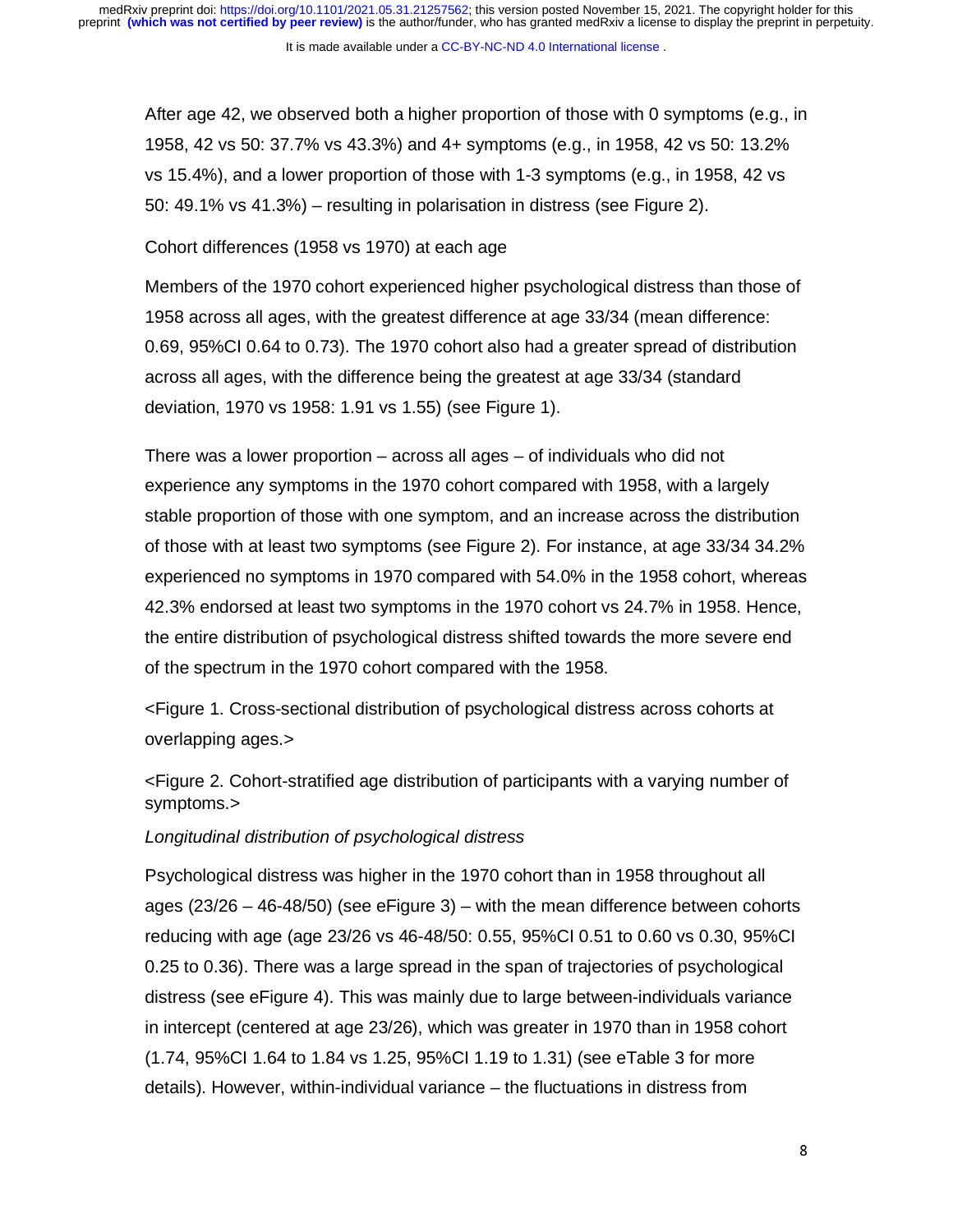After age 42, we observed both a higher proportion of those with 0 symptoms (e.g., in 1958, 42 vs 50: 37.7% vs 43.3%) and 4+ symptoms (e.g., in 1958, 42 vs 50: 13.2% vs 15.4%), and a lower proportion of those with 1-3 symptoms (e.g., in 1958, 42 vs 50: 49.1% vs 41.3%) – resulting in polarisation in distress (see Figure 2).

Cohort differences (1958 vs 1970) at each age

Members of the 1970 cohort experienced higher psychological distress than those of 1958 across all ages, with the greatest difference at age 33/34 (mean difference: 0.69, 95%CI 0.64 to 0.73). The 1970 cohort also had a greater spread of distribution across all ages, with the difference being the greatest at age 33/34 (standard deviation, 1970 vs 1958: 1.91 vs 1.55) (see Figure 1).

There was a lower proportion – across all ages – of individuals who did not experience any symptoms in the 1970 cohort compared with 1958, with a largely stable proportion of those with one symptom, and an increase across the distribution of those with at least two symptoms (see Figure 2). For instance, at age 33/34 34.2% experienced no symptoms in 1970 compared with 54.0% in the 1958 cohort, whereas 42.3% endorsed at least two symptoms in the 1970 cohort vs 24.7% in 1958. Hence, the entire distribution of psychological distress shifted towards the more severe end of the spectrum in the 1970 cohort compared with the 1958.

<Figure 1. Cross-sectional distribution of psychological distress across cohorts at overlapping ages.>

<Figure 2. Cohort-stratified age distribution of participants with a varying number of symptoms.>

*Longitudinal distribution of psychological distress*

Psychological distress was higher in the 1970 cohort than in 1958 throughout all ages (23/26 – 46-48/50) (see eFigure 3) – with the mean difference between cohorts reducing with age (age 23/26 vs 46-48/50: 0.55, 95%CI 0.51 to 0.60 vs 0.30, 95%CI 0.25 to 0.36). There was a large spread in the span of trajectories of psychological distress (see eFigure 4). This was mainly due to large between-individuals variance in intercept (centered at age 23/26), which was greater in 1970 than in 1958 cohort (1.74, 95%CI 1.64 to 1.84 vs 1.25, 95%CI 1.19 to 1.31) (see eTable 3 for more details). However, within-individual variance – the fluctuations in distress from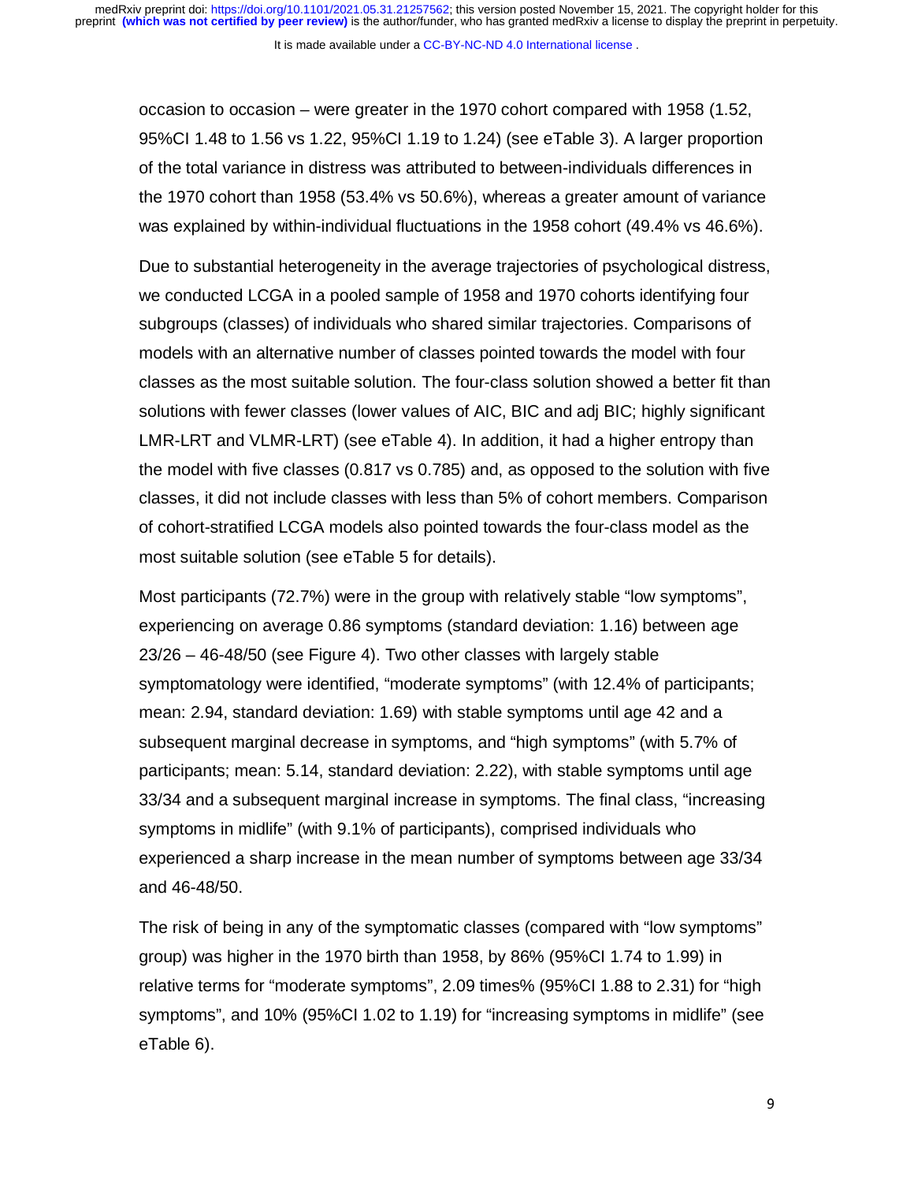occasion to occasion – were greater in the 1970 cohort compared with 1958 (1.52, 95%CI 1.48 to 1.56 vs 1.22, 95%CI 1.19 to 1.24) (see eTable 3). A larger proportion of the total variance in distress was attributed to between-individuals differences in the 1970 cohort than 1958 (53.4% vs 50.6%), whereas a greater amount of variance was explained by within-individual fluctuations in the 1958 cohort (49.4% vs 46.6%).

Due to substantial heterogeneity in the average trajectories of psychological distress, we conducted LCGA in a pooled sample of 1958 and 1970 cohorts identifying four subgroups (classes) of individuals who shared similar trajectories. Comparisons of models with an alternative number of classes pointed towards the model with four classes as the most suitable solution. The four-class solution showed a better fit than solutions with fewer classes (lower values of AIC, BIC and adj BIC; highly significant LMR-LRT and VLMR-LRT) (see eTable 4). In addition, it had a higher entropy than the model with five classes (0.817 vs 0.785) and, as opposed to the solution with five classes, it did not include classes with less than 5% of cohort members. Comparison of cohort-stratified LCGA models also pointed towards the four-class model as the most suitable solution (see eTable 5 for details).

Most participants (72.7%) were in the group with relatively stable "low symptoms", experiencing on average 0.86 symptoms (standard deviation: 1.16) between age 23/26 – 46-48/50 (see Figure 4). Two other classes with largely stable symptomatology were identified, "moderate symptoms" (with 12.4% of participants; mean: 2.94, standard deviation: 1.69) with stable symptoms until age 42 and a subsequent marginal decrease in symptoms, and "high symptoms" (with 5.7% of participants; mean: 5.14, standard deviation: 2.22), with stable symptoms until age 33/34 and a subsequent marginal increase in symptoms. The final class, "increasing symptoms in midlife" (with 9.1% of participants), comprised individuals who experienced a sharp increase in the mean number of symptoms between age 33/34 and 46-48/50.

The risk of being in any of the symptomatic classes (compared with "low symptoms" group) was higher in the 1970 birth than 1958, by 86% (95%CI 1.74 to 1.99) in relative terms for "moderate symptoms", 2.09 times% (95%CI 1.88 to 2.31) for "high symptoms", and 10% (95%CI 1.02 to 1.19) for "increasing symptoms in midlife" (see eTable 6).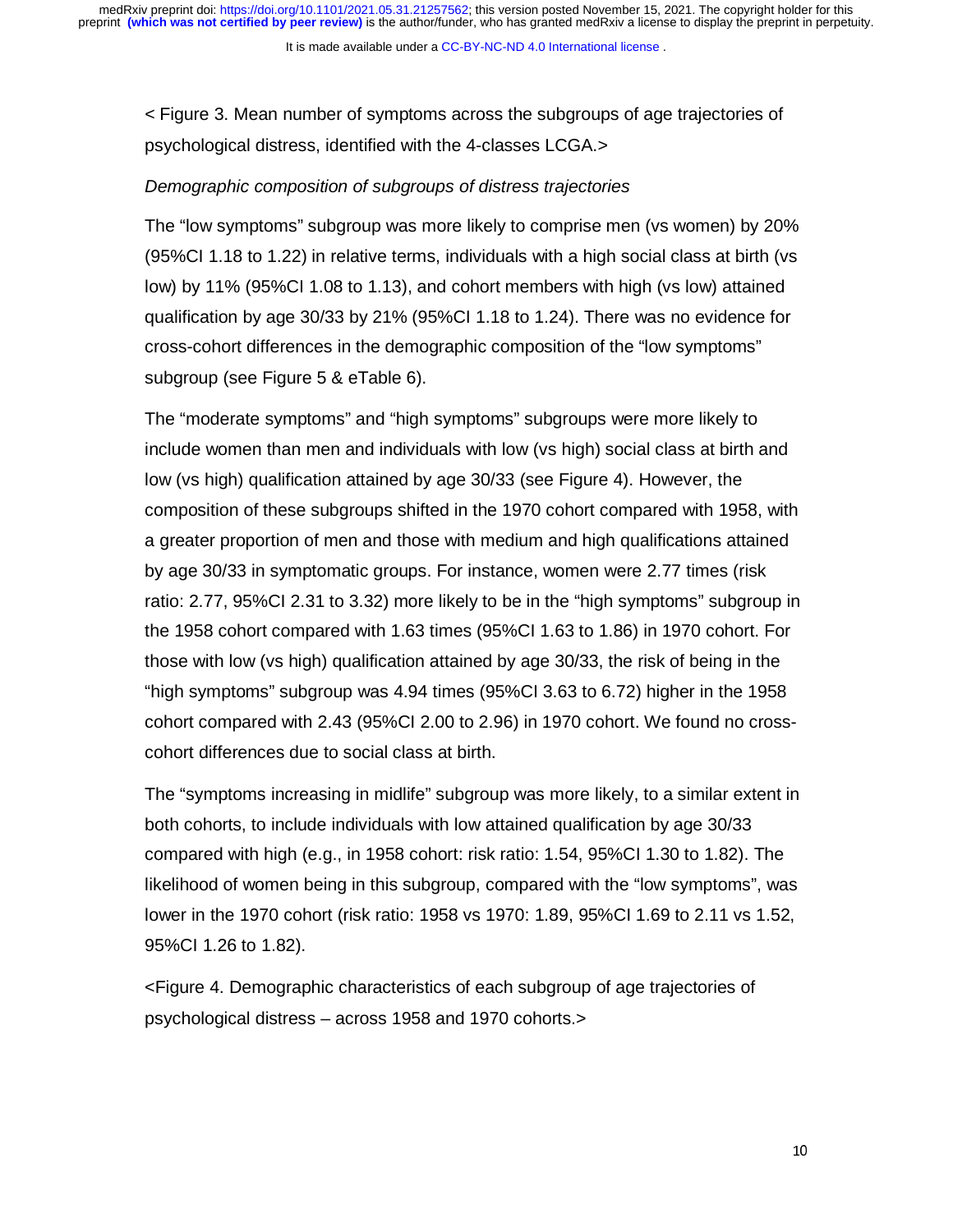< Figure 3. Mean number of symptoms across the subgroups of age trajectories of psychological distress, identified with the 4-classes LCGA.>

*Demographic composition of subgroups of distress trajectories*

The “low symptoms” subgroup was more likely to comprise men (vs women) by 20% (95%CI 1.18 to 1.22) in relative terms, individuals with a high social class at birth (vs low) by 11% (95%CI 1.08 to 1.13), and cohort members with high (vs low) attained qualification by age 30/33 by 21% (95%CI 1.18 to 1.24). There was no evidence for cross-cohort differences in the demographic composition of the “low symptoms” subgroup (see Figure 5 & eTable 6).

The “moderate symptoms” and “high symptoms” subgroups were more likely to include women than men and individuals with low (vs high) social class at birth and low (vs high) qualification attained by age 30/33 (see Figure 4). However, the composition of these subgroups shifted in the 1970 cohort compared with 1958, with a greater proportion of men and those with medium and high qualifications attained by age 30/33 in symptomatic groups. For instance, women were 2.77 times (risk ratio: 2.77, 95%CI 2.31 to 3.32) more likely to be in the “high symptoms” subgroup in the 1958 cohort compared with 1.63 times (95%CI 1.63 to 1.86) in 1970 cohort. For those with low (vs high) qualification attained by age 30/33, the risk of being in the “high symptoms” subgroup was 4.94 times (95%CI 3.63 to 6.72) higher in the 1958 cohort compared with 2.43 (95%CI 2.00 to 2.96) in 1970 cohort. We found no cross-cohort differences due to social class at birth.

The “symptoms increasing in midlife” subgroup was more likely, to a similar extent in both cohorts, to include individuals with low attained qualification by age 30/33 compared with high (e.g., in 1958 cohort: risk ratio: 1.54, 95%CI 1.30 to 1.82). The likelihood of women being in this subgroup, compared with the “low symptoms”, was lower in the 1970 cohort (risk ratio: 1958 vs 1970: 1.89, 95%CI 1.69 to 2.11 vs 1.52, 95%CI 1.26 to 1.82).

<Figure 4. Demographic characteristics of each subgroup of age trajectories of psychological distress – across 1958 and 1970 cohorts.>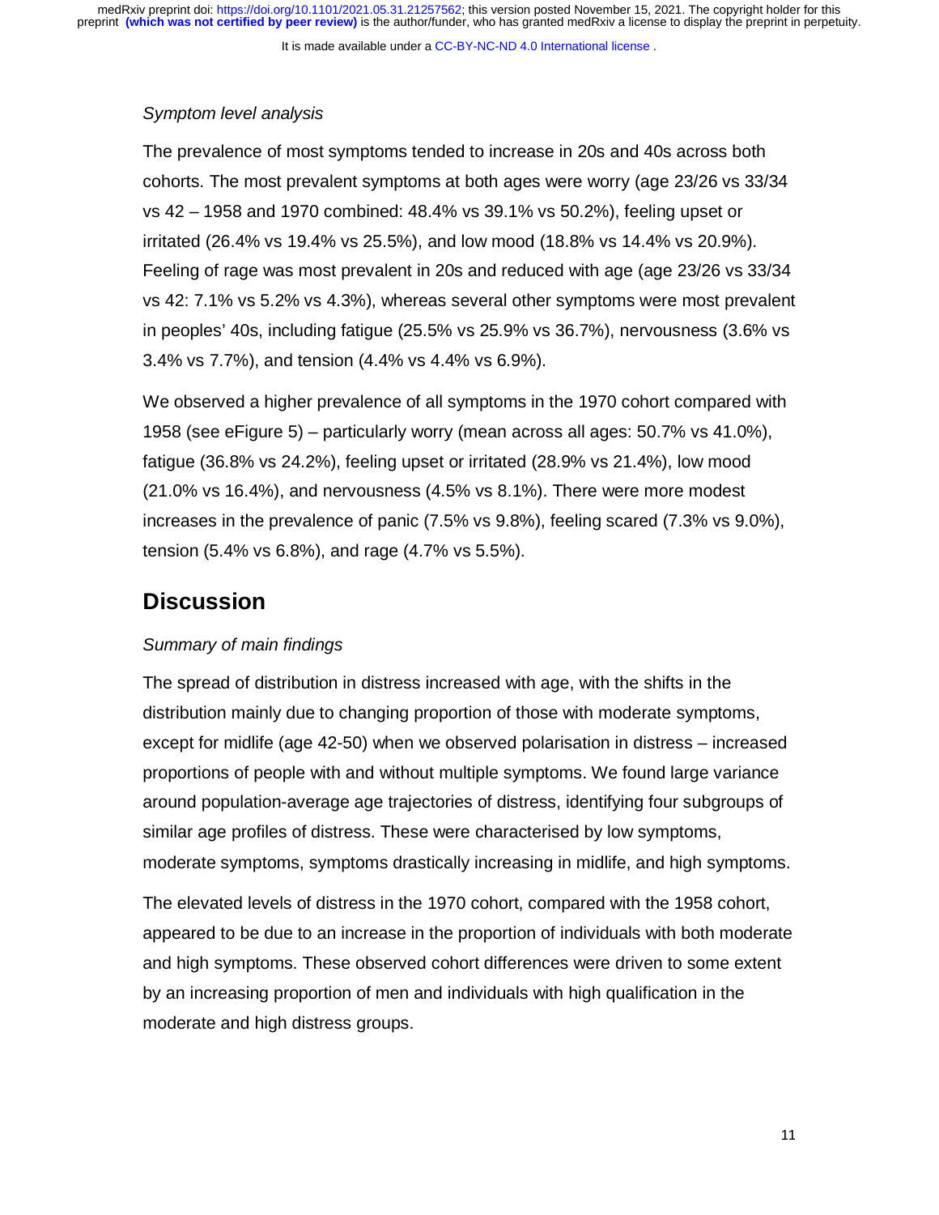*Symptom level analysis*

The prevalence of most symptoms tended to increase in 20s and 40s across both cohorts. The most prevalent symptoms at both ages were worry (age 23/26 vs 33/34 vs 42 – 1958 and 1970 combined: 48.4% vs 39.1% vs 50.2%), feeling upset or irritated (26.4% vs 19.4% vs 25.5%), and low mood (18.8% vs 14.4% vs 20.9%). Feeling of rage was most prevalent in 20s and reduced with age (age 23/26 vs 33/34 vs 42: 7.1% vs 5.2% vs 4.3%), whereas several other symptoms were most prevalent in peoples' 40s, including fatigue (25.5% vs 25.9% vs 36.7%), nervousness (3.6% vs 3.4% vs 7.7%), and tension (4.4% vs 4.4% vs 6.9%).

We observed a higher prevalence of all symptoms in the 1970 cohort compared with 1958 (see eFigure 5) – particularly worry (mean across all ages: 50.7% vs 41.0%), fatigue (36.8% vs 24.2%), feeling upset or irritated (28.9% vs 21.4%), low mood (21.0% vs 16.4%), and nervousness (4.5% vs 8.1%). There were more modest increases in the prevalence of panic (7.5% vs 9.8%), feeling scared (7.3% vs 9.0%), tension (5.4% vs 6.8%), and rage (4.7% vs 5.5%).

# Discussion

*Summary of main findings*

The spread of distribution in distress increased with age, with the shifts in the distribution mainly due to changing proportion of those with moderate symptoms, except for midlife (age 42-50) when we observed polarisation in distress – increased proportions of people with and without multiple symptoms. We found large variance around population-average age trajectories of distress, identifying four subgroups of similar age profiles of distress. These were characterised by low symptoms, moderate symptoms, symptoms drastically increasing in midlife, and high symptoms.

The elevated levels of distress in the 1970 cohort, compared with the 1958 cohort, appeared to be due to an increase in the proportion of individuals with both moderate and high symptoms. These observed cohort differences were driven to some extent by an increasing proportion of men and individuals with high qualification in the moderate and high distress groups.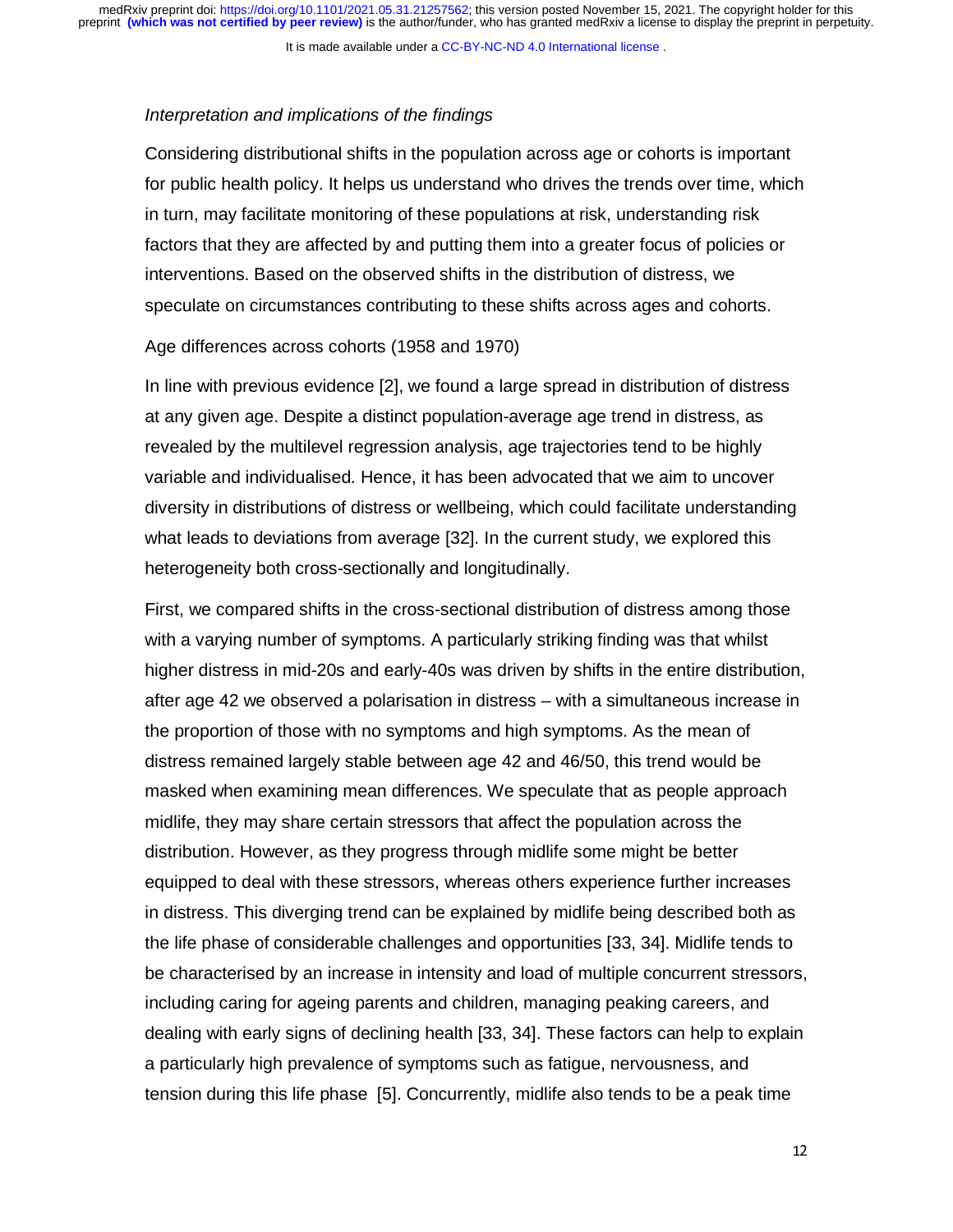*Interpretation and implications of the findings*

Considering distributional shifts in the population across age or cohorts is important for public health policy. It helps us understand who drives the trends over time, which in turn, may facilitate monitoring of these populations at risk, understanding risk factors that they are affected by and putting them into a greater focus of policies or interventions. Based on the observed shifts in the distribution of distress, we speculate on circumstances contributing to these shifts across ages and cohorts.

Age differences across cohorts (1958 and 1970)

In line with previous evidence [2], we found a large spread in distribution of distress at any given age. Despite a distinct population-average age trend in distress, as revealed by the multilevel regression analysis, age trajectories tend to be highly variable and individualised. Hence, it has been advocated that we aim to uncover diversity in distributions of distress or wellbeing, which could facilitate understanding what leads to deviations from average [32]. In the current study, we explored this heterogeneity both cross-sectionally and longitudinally.

First, we compared shifts in the cross-sectional distribution of distress among those with a varying number of symptoms. A particularly striking finding was that whilst higher distress in mid-20s and early-40s was driven by shifts in the entire distribution, after age 42 we observed a polarisation in distress – with a simultaneous increase in the proportion of those with no symptoms and high symptoms. As the mean of distress remained largely stable between age 42 and 46/50, this trend would be masked when examining mean differences. We speculate that as people approach midlife, they may share certain stressors that affect the population across the distribution. However, as they progress through midlife some might be better equipped to deal with these stressors, whereas others experience further increases in distress. This diverging trend can be explained by midlife being described both as the life phase of considerable challenges and opportunities [33, 34]. Midlife tends to be characterised by an increase in intensity and load of multiple concurrent stressors, including caring for ageing parents and children, managing peaking careers, and dealing with early signs of declining health [33, 34]. These factors can help to explain a particularly high prevalence of symptoms such as fatigue, nervousness, and tension during this life phase [5]. Concurrently, midlife also tends to be a peak time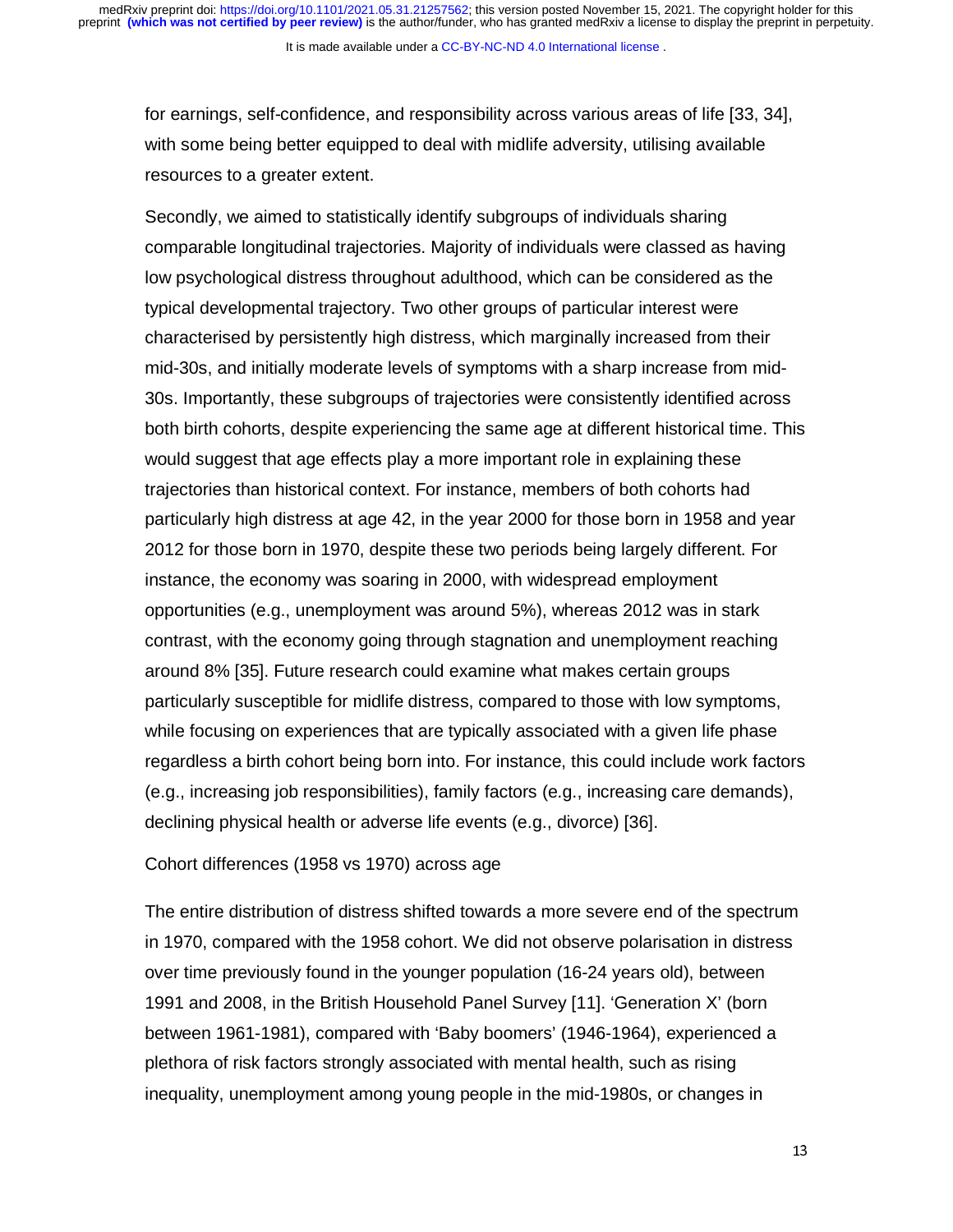for earnings, self-confidence, and responsibility across various areas of life [33, 34], with some being better equipped to deal with midlife adversity, utilising available resources to a greater extent.

Secondly, we aimed to statistically identify subgroups of individuals sharing comparable longitudinal trajectories. Majority of individuals were classed as having low psychological distress throughout adulthood, which can be considered as the typical developmental trajectory. Two other groups of particular interest were characterised by persistently high distress, which marginally increased from their mid-30s, and initially moderate levels of symptoms with a sharp increase from mid-30s. Importantly, these subgroups of trajectories were consistently identified across both birth cohorts, despite experiencing the same age at different historical time. This would suggest that age effects play a more important role in explaining these trajectories than historical context. For instance, members of both cohorts had particularly high distress at age 42, in the year 2000 for those born in 1958 and year 2012 for those born in 1970, despite these two periods being largely different. For instance, the economy was soaring in 2000, with widespread employment opportunities (e.g., unemployment was around 5%), whereas 2012 was in stark contrast, with the economy going through stagnation and unemployment reaching around 8% [35]. Future research could examine what makes certain groups particularly susceptible for midlife distress, compared to those with low symptoms, while focusing on experiences that are typically associated with a given life phase regardless a birth cohort being born into. For instance, this could include work factors (e.g., increasing job responsibilities), family factors (e.g., increasing care demands), declining physical health or adverse life events (e.g., divorce) [36].

### Cohort differences (1958 vs 1970) across age

The entire distribution of distress shifted towards a more severe end of the spectrum in 1970, compared with the 1958 cohort. We did not observe polarisation in distress over time previously found in the younger population (16-24 years old), between 1991 and 2008, in the British Household Panel Survey [11]. 'Generation X' (born between 1961-1981), compared with 'Baby boomers' (1946-1964), experienced a plethora of risk factors strongly associated with mental health, such as rising inequality, unemployment among young people in the mid-1980s, or changes in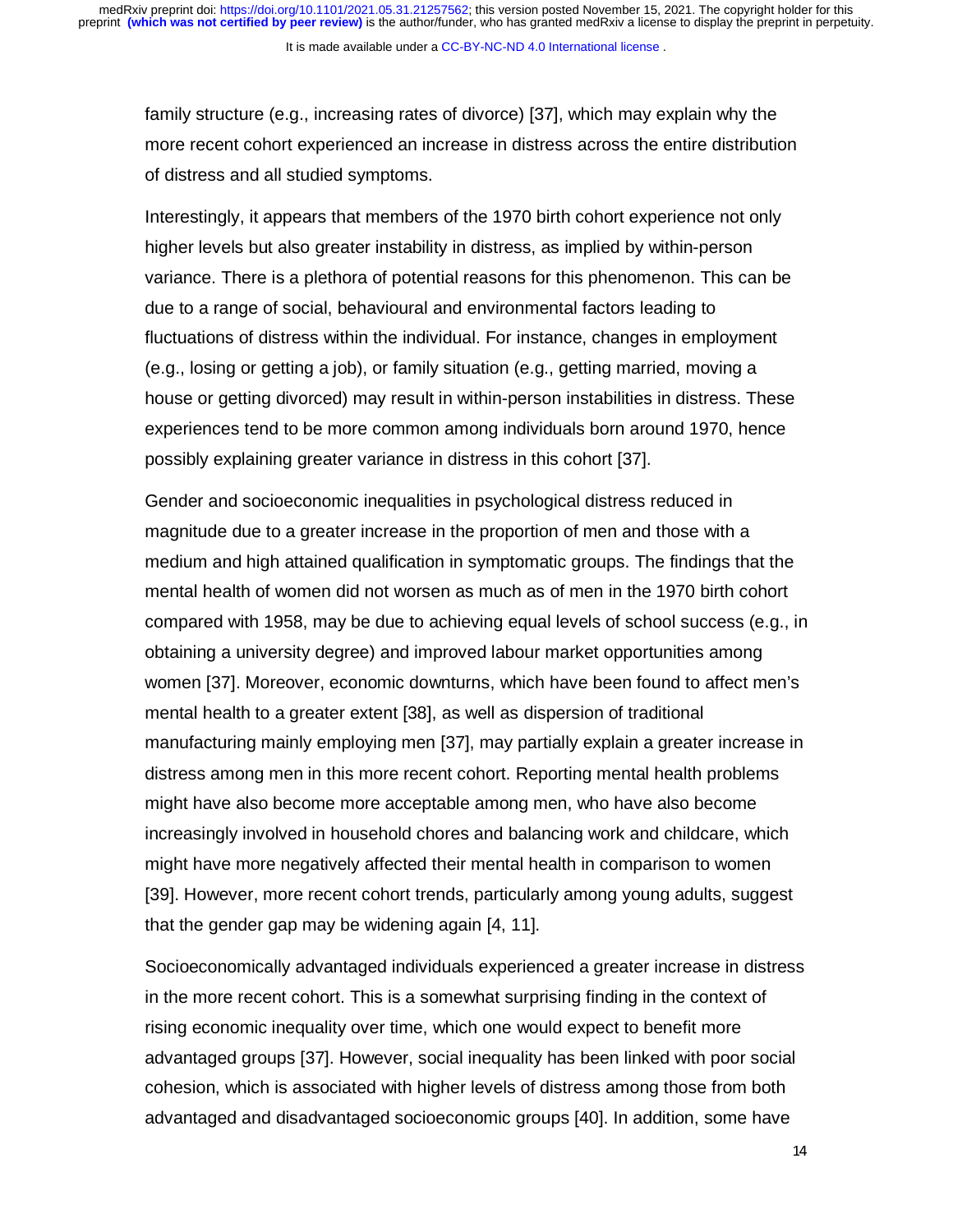family structure (e.g., increasing rates of divorce) [37], which may explain why the more recent cohort experienced an increase in distress across the entire distribution of distress and all studied symptoms.

Interestingly, it appears that members of the 1970 birth cohort experience not only higher levels but also greater instability in distress, as implied by within-person variance. There is a plethora of potential reasons for this phenomenon. This can be due to a range of social, behavioural and environmental factors leading to fluctuations of distress within the individual. For instance, changes in employment (e.g., losing or getting a job), or family situation (e.g., getting married, moving a house or getting divorced) may result in within-person instabilities in distress. These experiences tend to be more common among individuals born around 1970, hence possibly explaining greater variance in distress in this cohort [37].

Gender and socioeconomic inequalities in psychological distress reduced in magnitude due to a greater increase in the proportion of men and those with a medium and high attained qualification in symptomatic groups. The findings that the mental health of women did not worsen as much as of men in the 1970 birth cohort compared with 1958, may be due to achieving equal levels of school success (e.g., in obtaining a university degree) and improved labour market opportunities among women [37]. Moreover, economic downturns, which have been found to affect men's mental health to a greater extent [38], as well as dispersion of traditional manufacturing mainly employing men [37], may partially explain a greater increase in distress among men in this more recent cohort. Reporting mental health problems might have also become more acceptable among men, who have also become increasingly involved in household chores and balancing work and childcare, which might have more negatively affected their mental health in comparison to women [39]. However, more recent cohort trends, particularly among young adults, suggest that the gender gap may be widening again [4, 11].

Socioeconomically advantaged individuals experienced a greater increase in distress in the more recent cohort. This is a somewhat surprising finding in the context of rising economic inequality over time, which one would expect to benefit more advantaged groups [37]. However, social inequality has been linked with poor social cohesion, which is associated with higher levels of distress among those from both advantaged and disadvantaged socioeconomic groups [40]. In addition, some have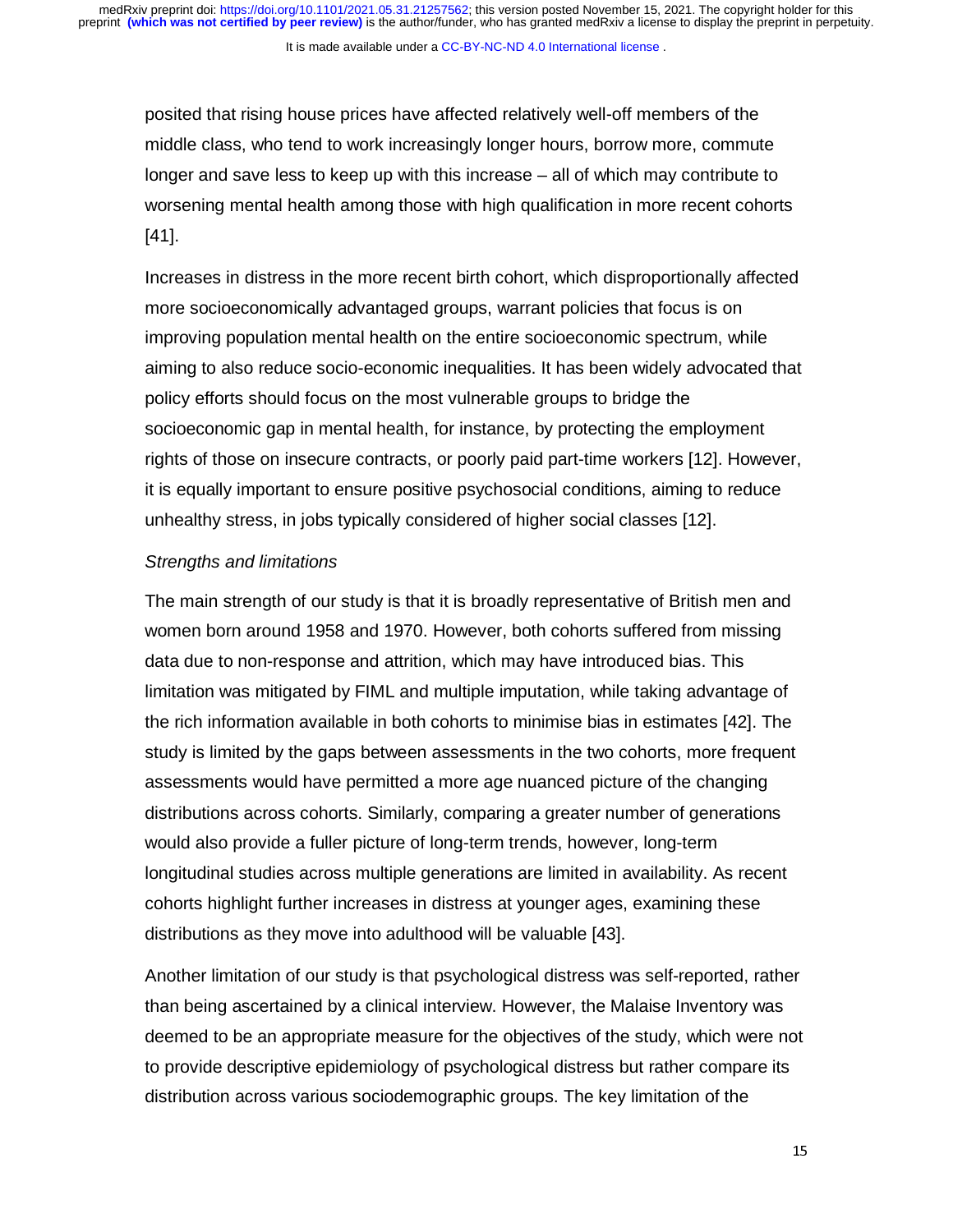posited that rising house prices have affected relatively well-off members of the middle class, who tend to work increasingly longer hours, borrow more, commute longer and save less to keep up with this increase – all of which may contribute to worsening mental health among those with high qualification in more recent cohorts [41].

Increases in distress in the more recent birth cohort, which disproportionally affected more socioeconomically advantaged groups, warrant policies that focus is on improving population mental health on the entire socioeconomic spectrum, while aiming to also reduce socio-economic inequalities. It has been widely advocated that policy efforts should focus on the most vulnerable groups to bridge the socioeconomic gap in mental health, for instance, by protecting the employment rights of those on insecure contracts, or poorly paid part-time workers [12]. However, it is equally important to ensure positive psychosocial conditions, aiming to reduce unhealthy stress, in jobs typically considered of higher social classes [12].

*Strengths and limitations*

The main strength of our study is that it is broadly representative of British men and women born around 1958 and 1970. However, both cohorts suffered from missing data due to non-response and attrition, which may have introduced bias. This limitation was mitigated by FIML and multiple imputation, while taking advantage of the rich information available in both cohorts to minimise bias in estimates [42]. The study is limited by the gaps between assessments in the two cohorts, more frequent assessments would have permitted a more age nuanced picture of the changing distributions across cohorts. Similarly, comparing a greater number of generations would also provide a fuller picture of long-term trends, however, long-term longitudinal studies across multiple generations are limited in availability. As recent cohorts highlight further increases in distress at younger ages, examining these distributions as they move into adulthood will be valuable [43].

Another limitation of our study is that psychological distress was self-reported, rather than being ascertained by a clinical interview. However, the Malaise Inventory was deemed to be an appropriate measure for the objectives of the study, which were not to provide descriptive epidemiology of psychological distress but rather compare its distribution across various sociodemographic groups. The key limitation of the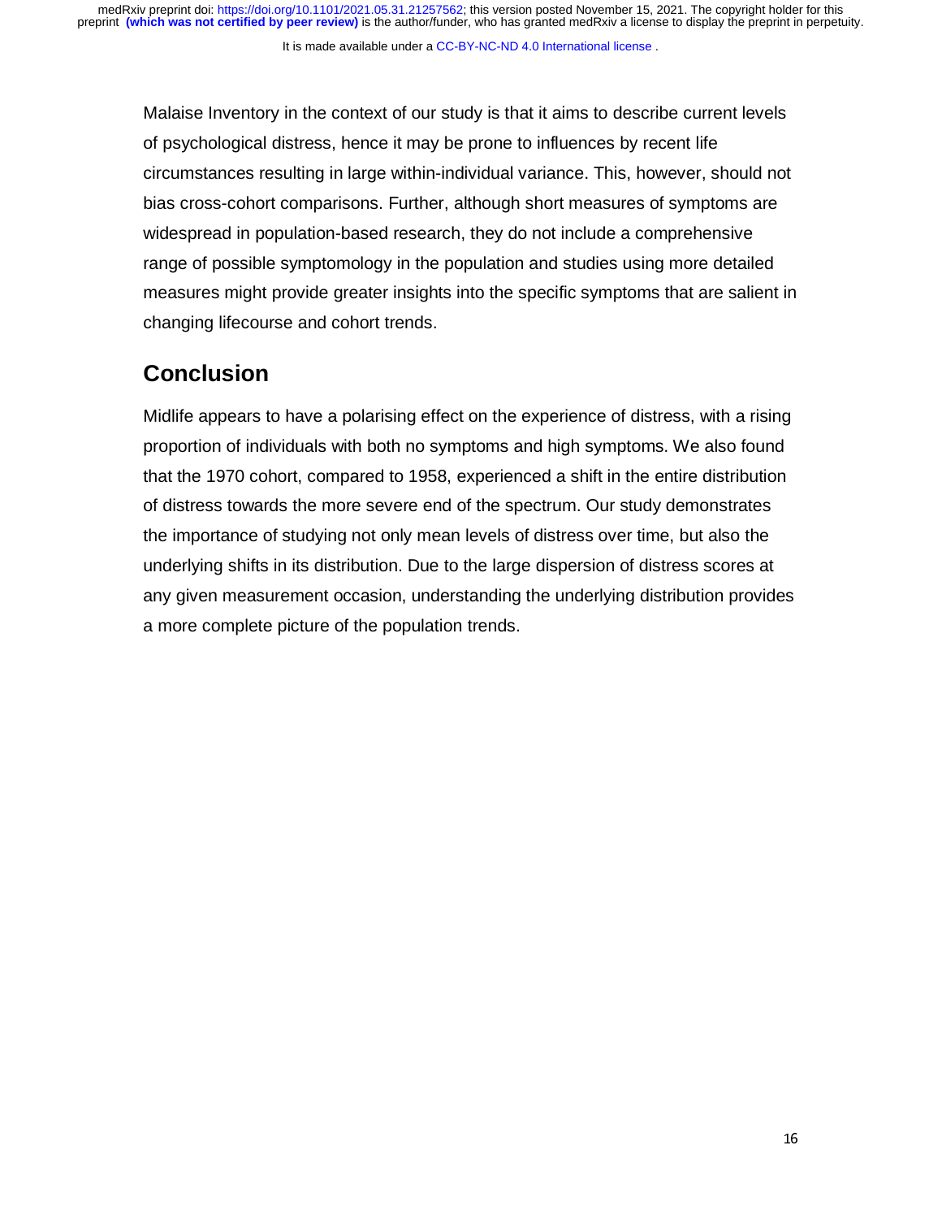Malaise Inventory in the context of our study is that it aims to describe current levels of psychological distress, hence it may be prone to influences by recent life circumstances resulting in large within-individual variance. This, however, should not bias cross-cohort comparisons. Further, although short measures of symptoms are widespread in population-based research, they do not include a comprehensive range of possible symptomology in the population and studies using more detailed measures might provide greater insights into the specific symptoms that are salient in changing lifecourse and cohort trends.

## Conclusion

Midlife appears to have a polarising effect on the experience of distress, with a rising proportion of individuals with both no symptoms and high symptoms. We also found that the 1970 cohort, compared to 1958, experienced a shift in the entire distribution of distress towards the more severe end of the spectrum. Our study demonstrates the importance of studying not only mean levels of distress over time, but also the underlying shifts in its distribution. Due to the large dispersion of distress scores at any given measurement occasion, understanding the underlying distribution provides a more complete picture of the population trends.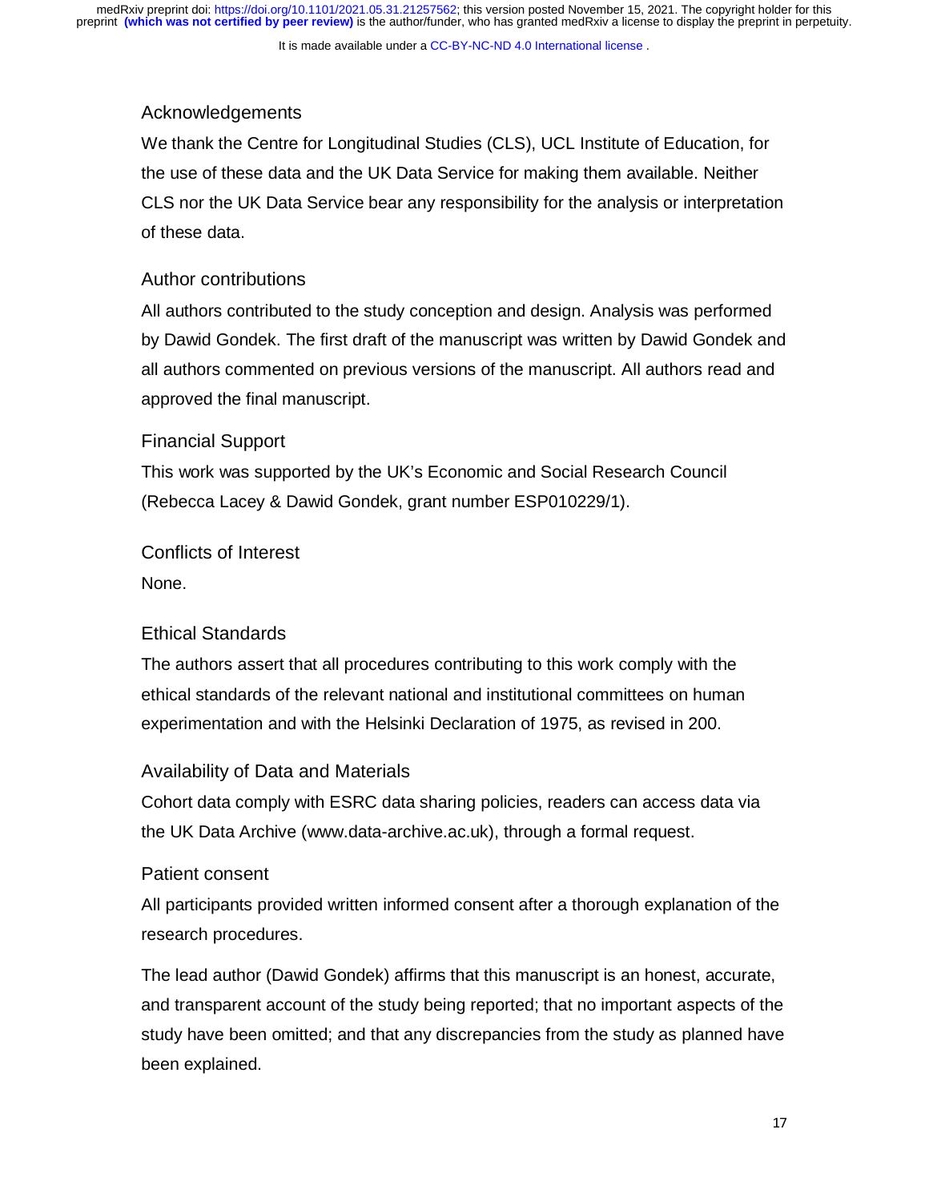## Acknowledgements

We thank the Centre for Longitudinal Studies (CLS), UCL Institute of Education, for the use of these data and the UK Data Service for making them available. Neither CLS nor the UK Data Service bear any responsibility for the analysis or interpretation of these data.

## Author contributions

All authors contributed to the study conception and design. Analysis was performed by Dawid Gondek. The first draft of the manuscript was written by Dawid Gondek and all authors commented on previous versions of the manuscript. All authors read and approved the final manuscript.

## Financial Support

This work was supported by the UK's Economic and Social Research Council (Rebecca Lacey & Dawid Gondek, grant number ESP010229/1).

## Conflicts of Interest

None.

## Ethical Standards

The authors assert that all procedures contributing to this work comply with the ethical standards of the relevant national and institutional committees on human experimentation and with the Helsinki Declaration of 1975, as revised in 200.

## Availability of Data and Materials

Cohort data comply with ESRC data sharing policies, readers can access data via the UK Data Archive (www.data-archive.ac.uk), through a formal request.

## Patient consent

All participants provided written informed consent after a thorough explanation of the research procedures.

The lead author (Dawid Gondek) affirms that this manuscript is an honest, accurate, and transparent account of the study being reported; that no important aspects of the study have been omitted; and that any discrepancies from the study as planned have been explained.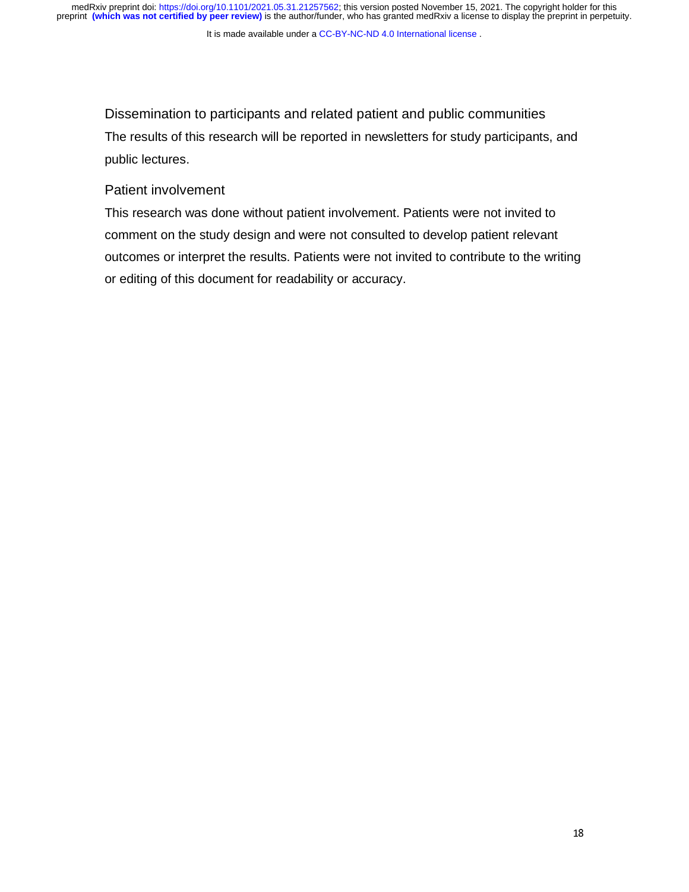## Dissemination to participants and related patient and public communities

The results of this research will be reported in newsletters for study participants, and public lectures.

## Patient involvement

This research was done without patient involvement. Patients were not invited to comment on the study design and were not consulted to develop patient relevant outcomes or interpret the results. Patients were not invited to contribute to the writing or editing of this document for readability or accuracy.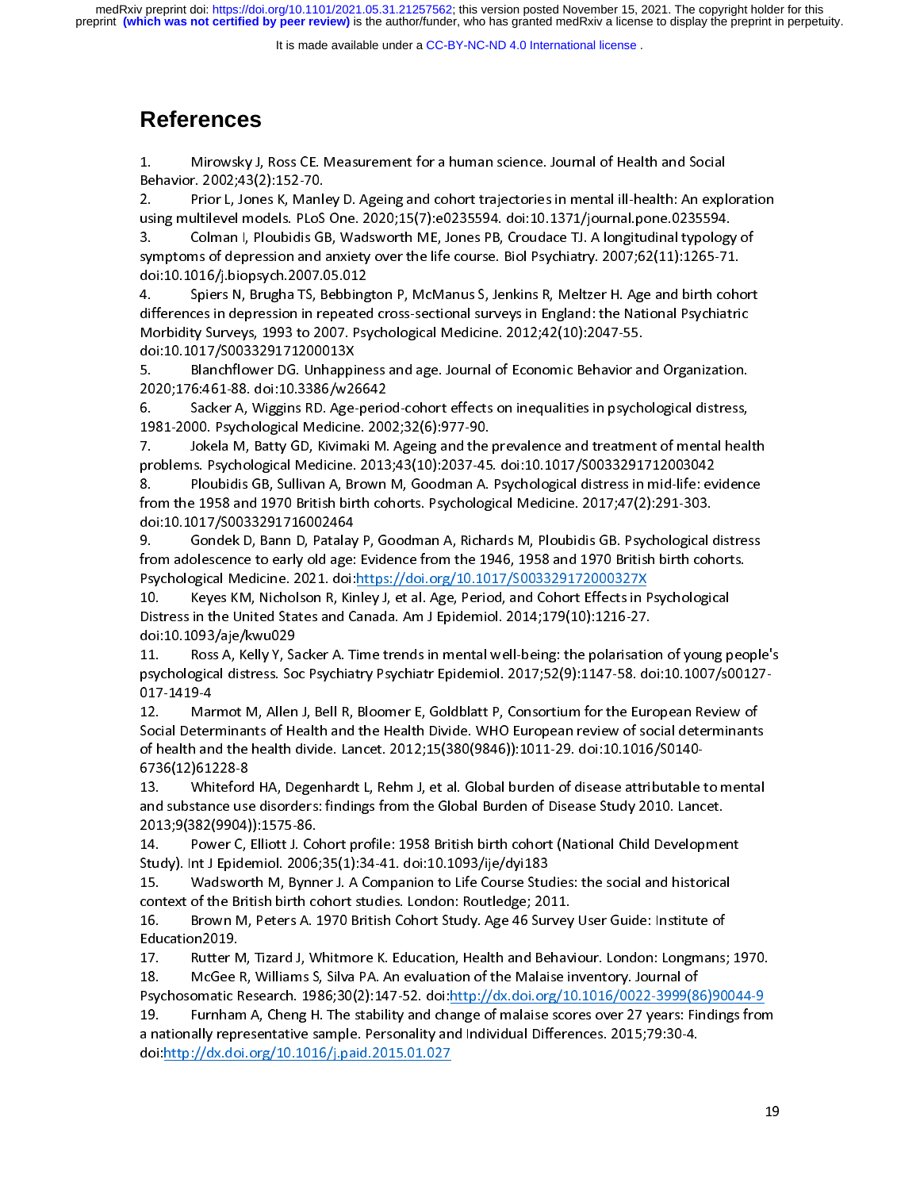# References

1. Mirowsky J, Ross CE. Measurement for a human science. Journal of Health and Social Behavior. 2002;43(2):152-70.
2. Prior L, Jones K, Manley D. Ageing and cohort trajectories in mental ill-health: An exploration using multilevel models. PLoS One. 2020;15(7):e0235594. doi:10.1371/journal.pone.0235594.
3. Colman I, Ploubidis GB, Wadsworth ME, Jones PB, Croudace TJ. A longitudinal typology of symptoms of depression and anxiety over the life course. Biol Psychiatry. 2007;62(11):1265-71. doi:10.1016/j.biopsych.2007.05.012
4. Spiers N, Brugha TS, Bebbington P, McManus S, Jenkins R, Meltzer H. Age and birth cohort differences in depression in repeated cross-sectional surveys in England: the National Psychiatric Morbidity Surveys, 1993 to 2007. Psychological Medicine. 2012;42(10):2047-55. doi:10.1017/S003329171200013X
5. Blanchflower DG. Unhappiness and age. Journal of Economic Behavior and Organization. 2020;176:461-88. doi:10.3386/w26642
6. Sacker A, Wiggins RD. Age-period-cohort effects on inequalities in psychological distress, 1981-2000. Psychological Medicine. 2002;32(6):977-90.
7. Jokela M, Batty GD, Kivimaki M. Ageing and the prevalence and treatment of mental health problems. Psychological Medicine. 2013;43(10):2037-45. doi:10.1017/S0033291712003042
8. Ploubidis GB, Sullivan A, Brown M, Goodman A. Psychological distress in mid-life: evidence from the 1958 and 1970 British birth cohorts. Psychological Medicine. 2017;47(2):291-303. doi:10.1017/S0033291716002464
9. Gondek D, Bann D, Patalay P, Goodman A, Richards M, Ploubidis GB. Psychological distress from adolescence to early old age: Evidence from the 1946, 1958 and 1970 British birth cohorts. Psychological Medicine. 2021. doi:https://doi.org/10.1017/S003329172000327X
10. Keyes KM, Nicholson R, Kinley J, et al. Age, Period, and Cohort Effects in Psychological Distress in the United States and Canada. Am J Epidemiol. 2014;179(10):1216-27. doi:10.1093/aje/kwu029
11. Ross A, Kelly Y, Sacker A. Time trends in mental well-being: the polarisation of young people's psychological distress. Soc Psychiatry Psychiatr Epidemiol. 2017;52(9):1147-58. doi:10.1007/s00127-017-1419-4
12. Marmot M, Allen J, Bell R, Bloomer E, Goldblatt P, Consortium for the European Review of Social Determinants of Health and the Health Divide. WHO European review of social determinants of health and the health divide. Lancet. 2012;15(380(9846)):1011-29. doi:10.1016/S0140-6736(12)61228-8
13. Whiteford HA, Degenhardt L, Rehm J, et al. Global burden of disease attributable to mental and substance use disorders: findings from the Global Burden of Disease Study 2010. Lancet. 2013;9(382(9904)):1575-86.
14. Power C, Elliott J. Cohort profile: 1958 British birth cohort (National Child Development Study). Int J Epidemiol. 2006;35(1):34-41. doi:10.1093/ije/dyi183
15. Wadsworth M, Bynner J. A Companion to Life Course Studies: the social and historical context of the British birth cohort studies. London: Routledge; 2011.
16. Brown M, Peters A. 1970 British Cohort Study. Age 46 Survey User Guide: Institute of Education2019.
17. Rutter M, Tizard J, Whitmore K. Education, Health and Behaviour. London: Longmans; 1970.
18. McGee R, Williams S, Silva PA. An evaluation of the Malaise inventory. Journal of Psychosomatic Research. 1986;30(2):147-52. doi:http://dx.doi.org/10.1016/0022-3999(86)90044-9
19. Furnham A, Cheng H. The stability and change of malaise scores over 27 years: Findings from a nationally representative sample. Personality and Individual Differences. 2015;79:30-4. doi:http://dx.doi.org/10.1016/j.paid.2015.01.027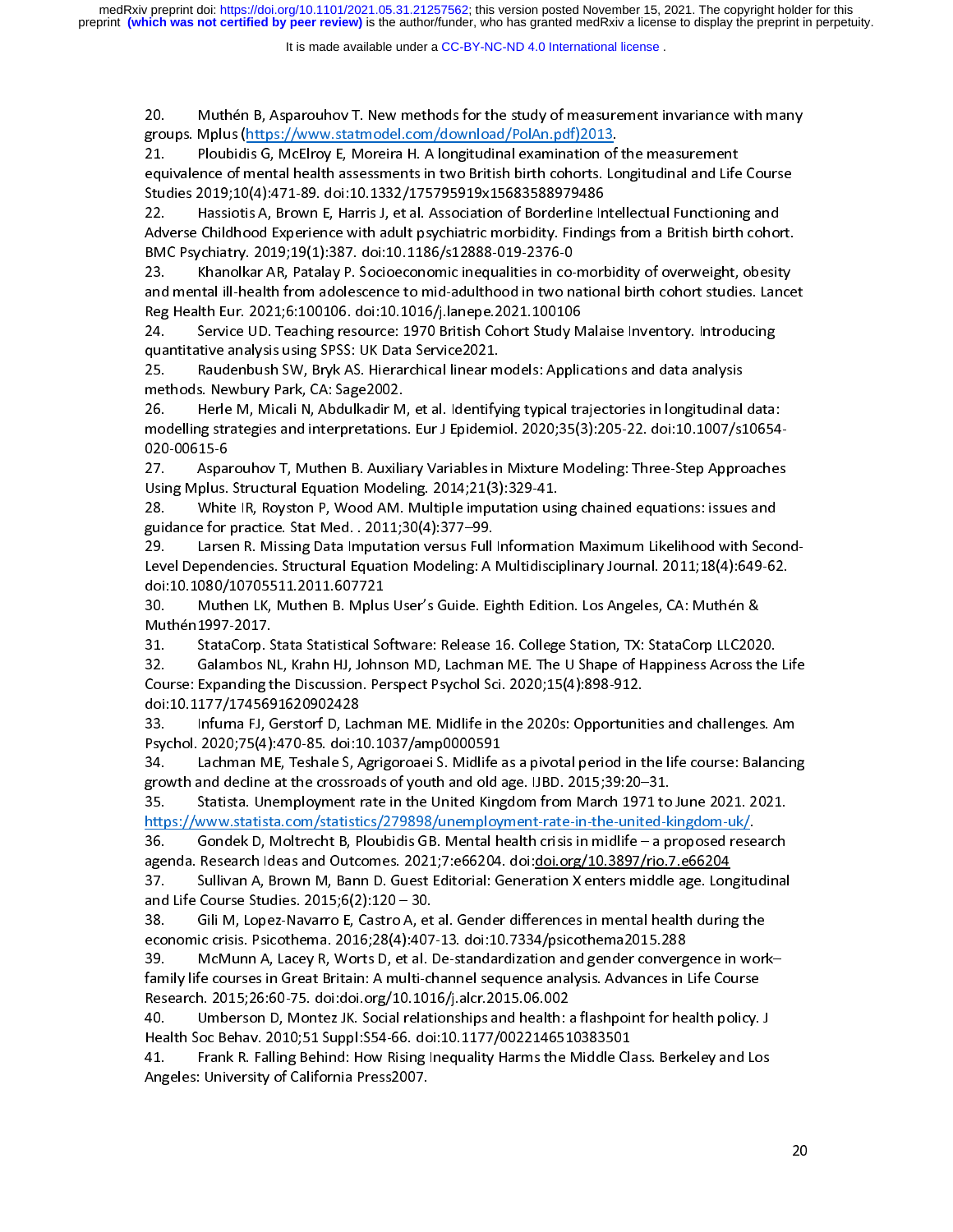20. Muthén B, Asparouhov T. New methods for the study of measurement invariance with many groups. Mplus (https://www.statmodel.com/download/PolAn.pdf)2013.

21. Ploubidis G, McElroy E, Moreira H. A longitudinal examination of the measurement equivalence of mental health assessments in two British birth cohorts. Longitudinal and Life Course Studies 2019;10(4):471-89. doi:10.1332/175795919x15683588979486

22. Hassiotis A, Brown E, Harris J, et al. Association of Borderline Intellectual Functioning and Adverse Childhood Experience with adult psychiatric morbidity. Findings from a British birth cohort. BMC Psychiatry. 2019;19(1):387. doi:10.1186/s12888-019-2376-0

23. Khanolkar AR, Patalay P. Socioeconomic inequalities in co-morbidity of overweight, obesity and mental ill-health from adolescence to mid-adulthood in two national birth cohort studies. Lancet Reg Health Eur. 2021;6:100106. doi:10.1016/j.lanepe.2021.100106

24. Service UD. Teaching resource: 1970 British Cohort Study Malaise Inventory. Introducing quantitative analysis using SPSS: UK Data Service2021.

25. Raudenbush SW, Bryk AS. Hierarchical linear models: Applications and data analysis methods. Newbury Park, CA: Sage2002.

26. Herle M, Micali N, Abdulkadir M, et al. Identifying typical trajectories in longitudinal data: modelling strategies and interpretations. Eur J Epidemiol. 2020;35(3):205-22. doi:10.1007/s10654-020-00615-6

27. Asparouhov T, Muthen B. Auxiliary Variables in Mixture Modeling: Three-Step Approaches Using Mplus. Structural Equation Modeling. 2014;21(3):329-41.

28. White IR, Royston P, Wood AM. Multiple imputation using chained equations: issues and guidance for practice. Stat Med. . 2011;30(4):377–99.

29. Larsen R. Missing Data Imputation versus Full Information Maximum Likelihood with Second-Level Dependencies. Structural Equation Modeling: A Multidisciplinary Journal. 2011;18(4):649-62. doi:10.1080/10705511.2011.607721

30. Muthen LK, Muthen B. Mplus User's Guide. Eighth Edition. Los Angeles, CA: Muthén & Muthén1997-2017.

31. StataCorp. Stata Statistical Software: Release 16. College Station, TX: StataCorp LLC2020.

32. Galambos NL, Krahn HJ, Johnson MD, Lachman ME. The U Shape of Happiness Across the Life Course: Expanding the Discussion. Perspect Psychol Sci. 2020;15(4):898-912. doi:10.1177/1745691620902428

33. Infurna FJ, Gerstorf D, Lachman ME. Midlife in the 2020s: Opportunities and challenges. Am Psychol. 2020;75(4):470-85. doi:10.1037/amp0000591

34. Lachman ME, Teshale S, Agrigoroaei S. Midlife as a pivotal period in the life course: Balancing growth and decline at the crossroads of youth and old age. IJBD. 2015;39:20–31.

35. Statista. Unemployment rate in the United Kingdom from March 1971 to June 2021. 2021. https://www.statista.com/statistics/279898/unemployment-rate-in-the-united-kingdom-uk/.

36. Gondek D, Moltrecht B, Ploubidis GB. Mental health crisis in midlife – a proposed research agenda. Research Ideas and Outcomes. 2021;7:e66204. doi:doi.org/10.3897/rio.7.e66204

37. Sullivan A, Brown M, Bann D. Guest Editorial: Generation X enters middle age. Longitudinal and Life Course Studies. 2015;6(2):120 – 30.

38. Gili M, Lopez-Navarro E, Castro A, et al. Gender differences in mental health during the economic crisis. Psicothema. 2016;28(4):407-13. doi:10.7334/psicothema2015.288

39. McMunn A, Lacey R, Worts D, et al. De-standardization and gender convergence in work–family life courses in Great Britain: A multi-channel sequence analysis. Advances in Life Course Research. 2015;26:60-75. doi:doi.org/10.1016/j.alcr.2015.06.002

40. Umberson D, Montez JK. Social relationships and health: a flashpoint for health policy. J Health Soc Behav. 2010;51 Suppl:S54-66. doi:10.1177/0022146510383501

41. Frank R. Falling Behind: How Rising Inequality Harms the Middle Class. Berkeley and Los Angeles: University of California Press2007.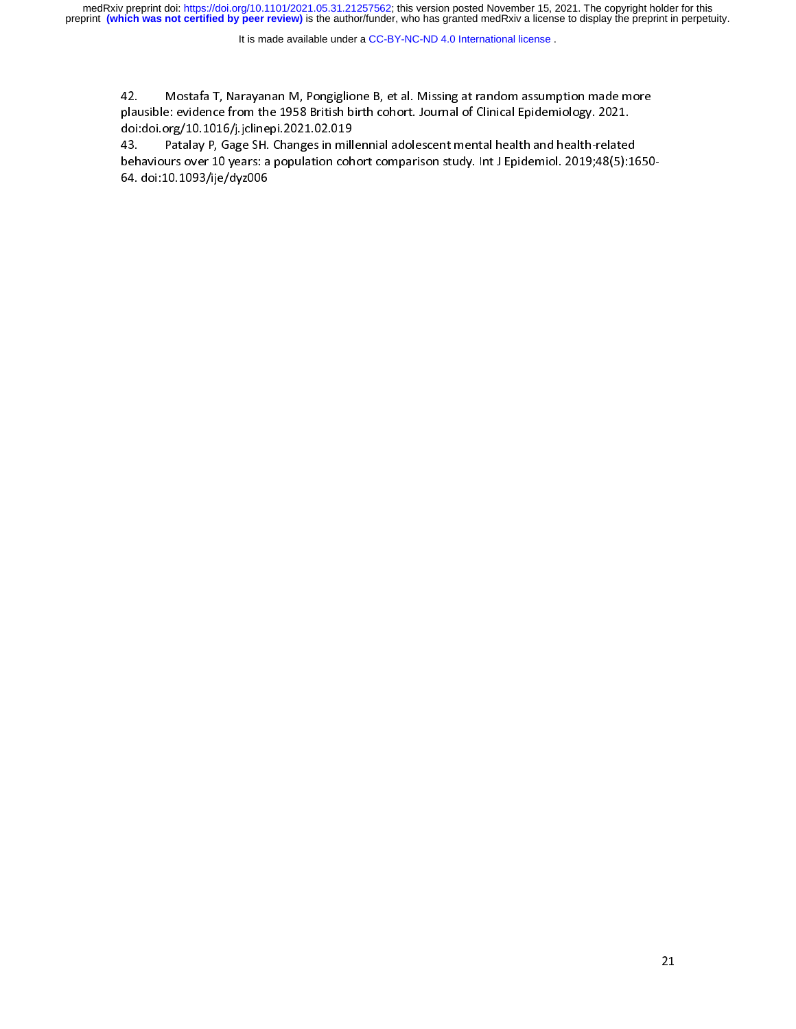42. Mostafa T, Narayanan M, Pongiglione B, et al. Missing at random assumption made more plausible: evidence from the 1958 British birth cohort. Journal of Clinical Epidemiology. 2021. doi:doi.org/10.1016/j.jclinepi.2021.02.019

43. Patalay P, Gage SH. Changes in millennial adolescent mental health and health-related behaviours over 10 years: a population cohort comparison study. Int J Epidemiol. 2019;48(5):1650-64. doi:10.1093/ije/dyz006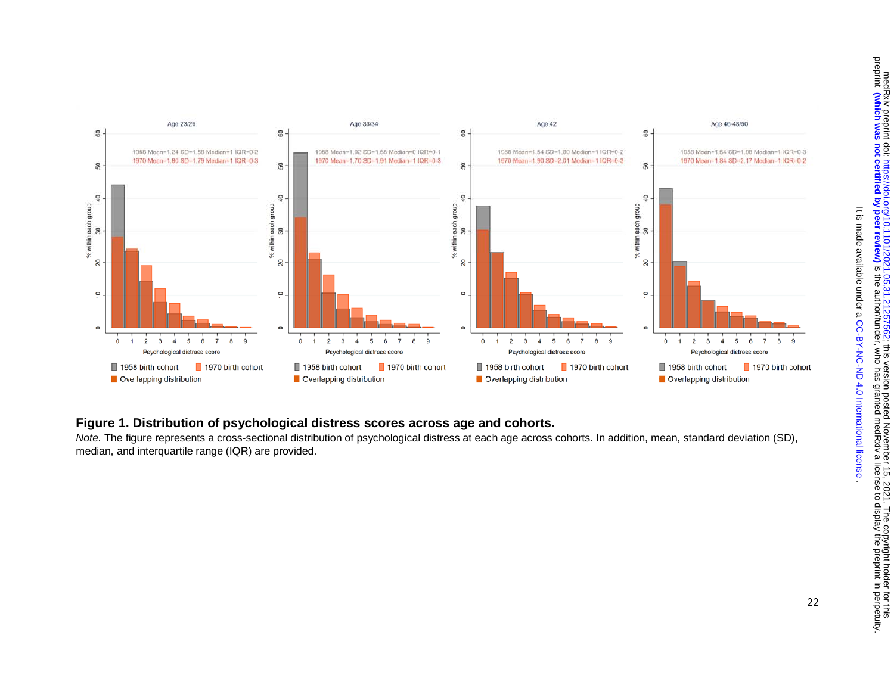**Figure 1. Distribution of psychological distress scores across age and cohorts.**

*Note.* The figure represents a cross-sectional distribution of psychological distress at each age across cohorts. In addition, mean, standard deviation (SD), median, and interquartile range (IQR) are provided.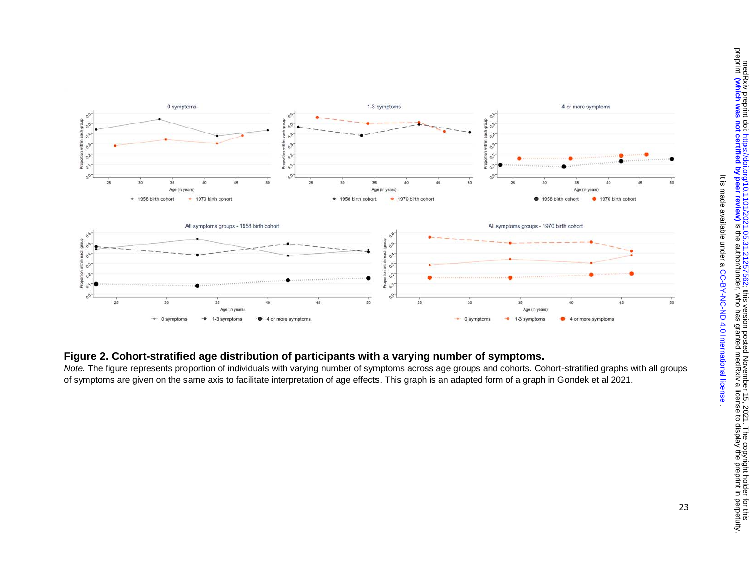**Figure 2. Cohort-stratified age distribution of participants with a varying number of symptoms.**

*Note.* The figure represents proportion of individuals with varying number of symptoms across age groups and cohorts. Cohort-stratified graphs with all groups of symptoms are given on the same axis to facilitate interpretation of age effects. This graph is an adapted form of a graph in Gondek et al 2021.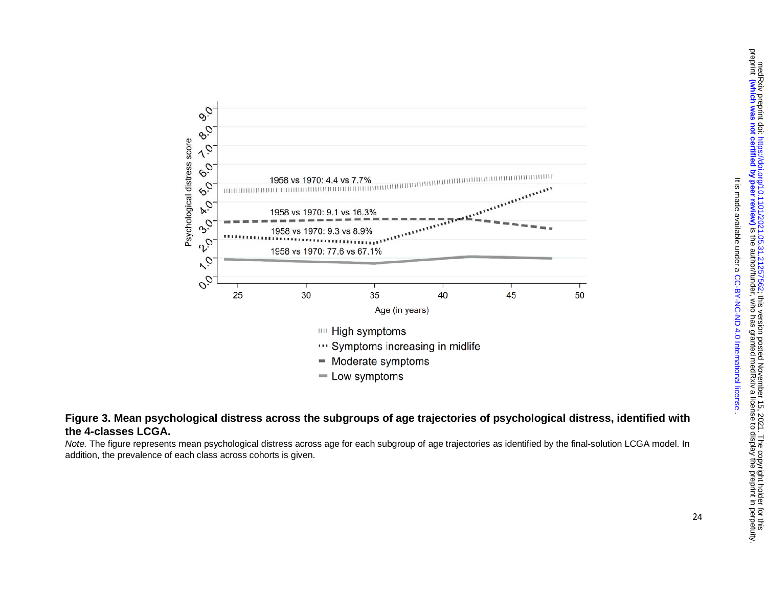**Figure 3. Mean psychological distress across the subgroups of age trajectories of psychological distress, identified with the 4-classes LCGA.**

*Note.* The figure represents mean psychological distress across age for each subgroup of age trajectories as identified by the final-solution LCGA model. In addition, the prevalence of each class across cohorts is given.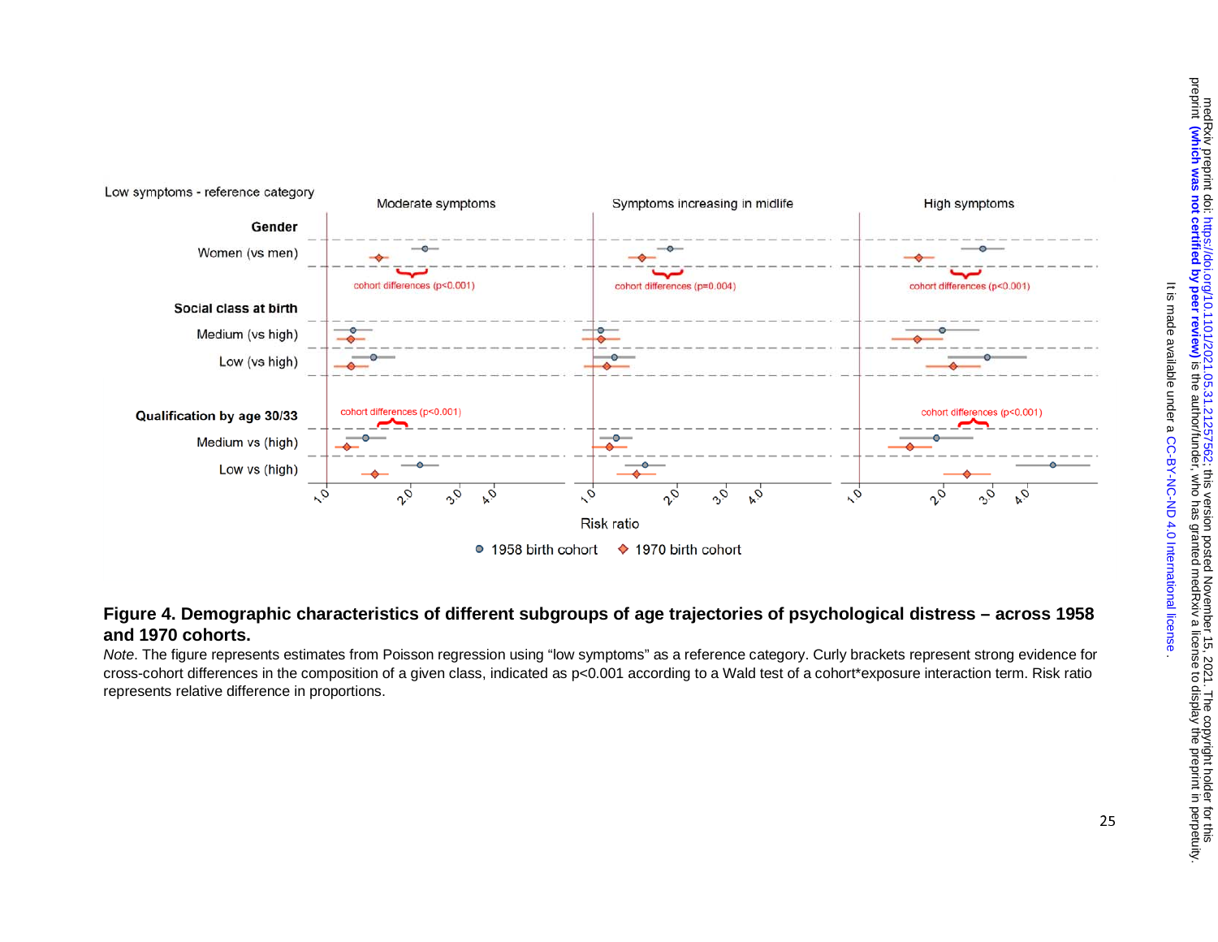Low symptoms - reference category

Moderate symptoms

Symptoms increasing in midlife

High symptoms

**Gender**

Women (vs men)

cohort differences (p<0.001)

cohort differences (p=0.004)

cohort differences (p<0.001)

**Social class at birth**

Medium (vs high)

Low (vs high)

**Qualification by age 30/33**

cohort differences (p<0.001)

cohort differences (p<0.001)

Medium vs (high)

Low vs (high)

1.0 2.0 3.0 4.0

1.0 2.0 3.0 4.0

1.0 2.0 3.0 4.0

Risk ratio

1958 birth cohort

1970 birth cohort

**Figure 4. Demographic characteristics of different subgroups of age trajectories of psychological distress – across 1958 and 1970 cohorts.**

*Note.* The figure represents estimates from Poisson regression using "low symptoms" as a reference category. Curly brackets represent strong evidence for cross-cohort differences in the composition of a given class, indicated as p<0.001 according to a Wald test of a cohort*exposure interaction term. Risk ratio represents relative difference in proportions.